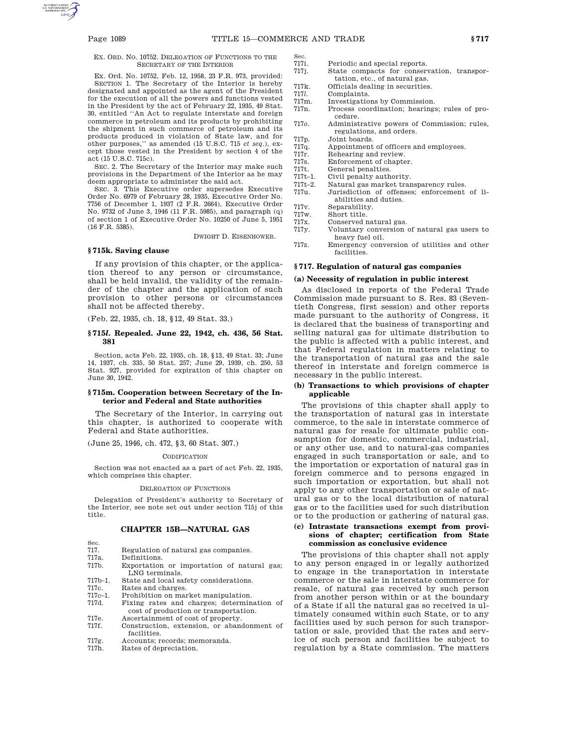Ex. Ord. No. 10752. Delegation of Functions to the Secretary of the Interior

Ex. Ord. No. 10752, Feb. 12, 1958, 23 F.R. 973, provided:

Section 1. The Secretary of the Interior is hereby designated and appointed as the agent of the President for the execution of all the powers and functions vested in the President by the act of February 22, 1935, 49 Stat. 30, entitled ''An Act to regulate interstate and foreign commerce in petroleum and its products by prohibiting the shipment in such commerce of petroleum and its products produced in violation of State law, and for other purposes,'' as amended (15 U.S.C. 715 *et seq.*), except those vested in the President by section 4 of the act (15 U.S.C. 715c).

Sec. 2. The Secretary of the Interior may make such provisions in the Department of the Interior as he may deem appropriate to administer the said act.

Sec. 3. This Executive order supersedes Executive Order No. 6979 of February 28, 1935, Executive Order No. 7756 of December 1, 1937 (2 F.R. 2664), Executive Order No. 9732 of June 3, 1946 (11 F.R. 5985), and paragraph (q) of section 1 of Executive Order No. 10250 of June 5, 1951 (16 F.R. 5385).

Dwight D. Eisenhower.

### § 715k. Saving clause

If any provision of this chapter, or the application thereof to any person or circumstance, shall be held invalid, the validity of the remainder of the chapter and the application of such provision to other persons or circumstances shall not be affected thereby.

(Feb. 22, 1935, ch. 18, §12, 49 Stat. 33.)

### § 715*l*. Repealed. June 22, 1942, ch. 436, 56 Stat. 381

Section, acts Feb. 22, 1935, ch. 18, §13, 49 Stat. 33; June 14, 1937, ch. 335, 50 Stat. 257; June 29, 1939, ch. 250, 53 Stat. 927, provided for expiration of this chapter on June 30, 1942.

### § 715m. Cooperation between Secretary of the Interior and Federal and State authorities

The Secretary of the Interior, in carrying out this chapter, is authorized to cooperate with Federal and State authorities.

(June 25, 1946, ch. 472, §3, 60 Stat. 307.)

Codification

Section was not enacted as a part of act Feb. 22, 1935, which comprises this chapter.

Delegation of Functions

Delegation of President's authority to Secretary of the Interior, see note set out under section 715j of this title.

## CHAPTER 15B—NATURAL GAS

| Sec. | |
|---|---|
| 717. | Regulation of natural gas companies. |
| 717a. | Definitions. |
| 717b. | Exportation or importation of natural gas; LNG terminals. |
| 717b–1. | State and local safety considerations. |
| 717c. | Rates and charges. |
| 717c–1. | Prohibition on market manipulation. |
| 717d. | Fixing rates and charges; determination of cost of production or transportation. |
| 717e. | Ascertainment of cost of property. |
| 717f. | Construction, extension, or abandonment of facilities. |
| 717g. | Accounts; records; memoranda. |
| 717h. | Rates of depreciation. |
| 717i. | Periodic and special reports. |
| 717j. | State compacts for conservation, transportation, etc., of natural gas. |
| 717k. | Officials dealing in securities. |
| 717*l*. | Complaints. |
| 717m. | Investigations by Commission. |
| 717n. | Process coordination; hearings; rules of procedure. |
| 717*o*. | Administrative powers of Commission; rules, regulations, and orders. |
| 717p. | Joint boards. |
| 717q. | Appointment of officers and employees. |
| 717r. | Rehearing and review. |
| 717s. | Enforcement of chapter. |
| 717t. | General penalties. |
| 717t–1. | Civil penalty authority. |
| 717t–2. | Natural gas market transparency rules. |
| 717u. | Jurisdiction of offenses; enforcement of liabilities and duties. |
| 717v. | Separability. |
| 717w. | Short title. |
| 717x. | Conserved natural gas. |
| 717y. | Voluntary conversion of natural gas users to heavy fuel oil. |
| 717z. | Emergency conversion of utilities and other facilities. |

### § 717. Regulation of natural gas companies

#### (a) Necessity of regulation in public interest

As disclosed in reports of the Federal Trade Commission made pursuant to S. Res. 83 (Seventieth Congress, first session) and other reports made pursuant to the authority of Congress, it is declared that the business of transporting and selling natural gas for ultimate distribution to the public is affected with a public interest, and that Federal regulation in matters relating to the transportation of natural gas and the sale thereof in interstate and foreign commerce is necessary in the public interest.

#### (b) Transactions to which provisions of chapter applicable

The provisions of this chapter shall apply to the transportation of natural gas in interstate commerce, to the sale in interstate commerce of natural gas for resale for ultimate public consumption for domestic, commercial, industrial, or any other use, and to natural-gas companies engaged in such transportation or sale, and to the importation or exportation of natural gas in foreign commerce and to persons engaged in such importation or exportation, but shall not apply to any other transportation or sale of natural gas or to the local distribution of natural gas or to the facilities used for such distribution or to the production or gathering of natural gas.

#### (c) Intrastate transactions exempt from provisions of chapter; certification from State commission as conclusive evidence

The provisions of this chapter shall not apply to any person engaged in or legally authorized to engage in the transportation in interstate commerce or the sale in interstate commerce for resale, of natural gas received by such person from another person within or at the boundary of a State if all the natural gas so received is ultimately consumed within such State, or to any facilities used by such person for such transportation or sale, provided that the rates and service of such person and facilities be subject to regulation by a State commission. The matters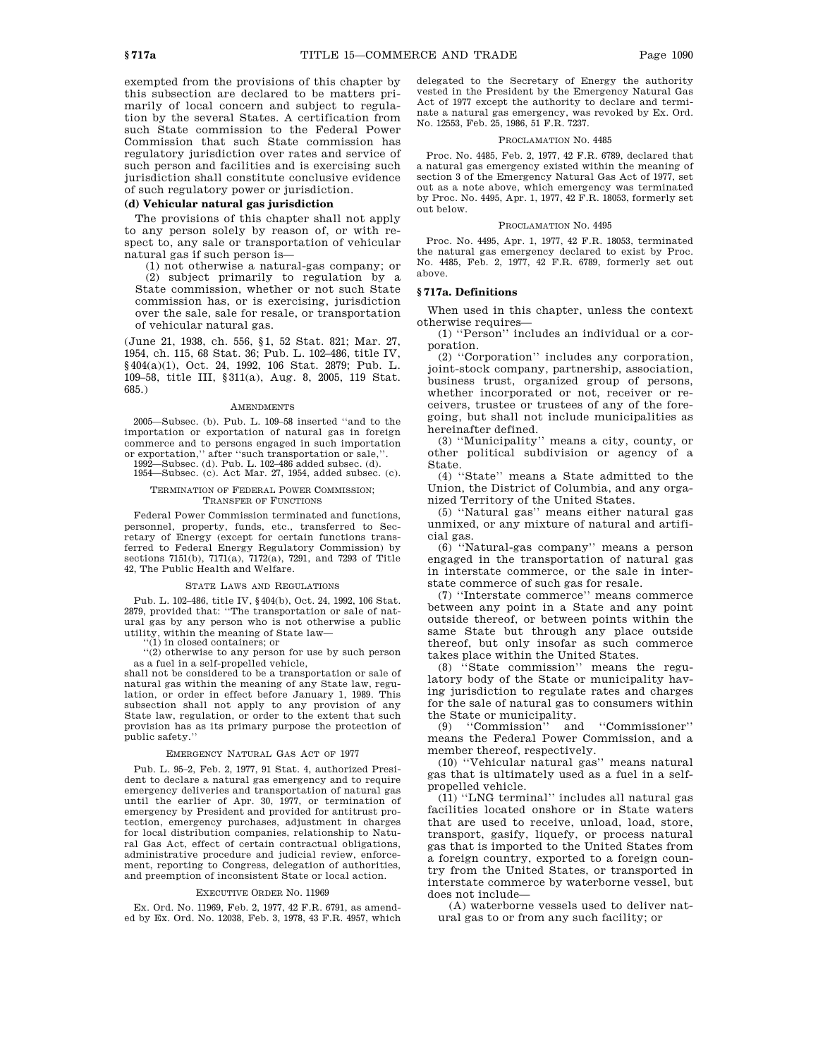exempted from the provisions of this chapter by this subsection are declared to be matters primarily of local concern and subject to regulation by the several States. A certification from such State commission to the Federal Power Commission that such State commission has regulatory jurisdiction over rates and service of such person and facilities and is exercising such jurisdiction shall constitute conclusive evidence of such regulatory power or jurisdiction.

**(d) Vehicular natural gas jurisdiction**

The provisions of this chapter shall not apply to any person solely by reason of, or with respect to, any sale or transportation of vehicular natural gas if such person is—

(1) not otherwise a natural-gas company; or

(2) subject primarily to regulation by a State commission, whether or not such State commission has, or is exercising, jurisdiction over the sale, sale for resale, or transportation of vehicular natural gas.

(June 21, 1938, ch. 556, §1, 52 Stat. 821; Mar. 27, 1954, ch. 115, 68 Stat. 36; Pub. L. 102–486, title IV, §404(a)(1), Oct. 24, 1992, 106 Stat. 2879; Pub. L. 109–58, title III, §311(a), Aug. 8, 2005, 119 Stat. 685.)

AMENDMENTS

2005—Subsec. (b). Pub. L. 109–58 inserted ''and to the importation or exportation of natural gas in foreign commerce and to persons engaged in such importation or exportation,'' after ''such transportation or sale,''.

1992—Subsec. (d). Pub. L. 102–486 added subsec. (d).

1954—Subsec. (c). Act Mar. 27, 1954, added subsec. (c).

TERMINATION OF FEDERAL POWER COMMISSION; TRANSFER OF FUNCTIONS

Federal Power Commission terminated and functions, personnel, property, funds, etc., transferred to Secretary of Energy (except for certain functions transferred to Federal Energy Regulatory Commission) by sections 7151(b), 7171(a), 7172(a), 7291, and 7293 of Title 42, The Public Health and Welfare.

STATE LAWS AND REGULATIONS

Pub. L. 102–486, title IV, §404(b), Oct. 24, 1992, 106 Stat. 2879, provided that: ''The transportation or sale of natural gas by any person who is not otherwise a public utility, within the meaning of State law—

''(1) in closed containers; or

''(2) otherwise to any person for use by such person as a fuel in a self-propelled vehicle,

shall not be considered to be a transportation or sale of natural gas within the meaning of any State law, regulation, or order in effect before January 1, 1989. This subsection shall not apply to any provision of any State law, regulation, or order to the extent that such provision has as its primary purpose the protection of public safety.''

EMERGENCY NATURAL GAS ACT OF 1977

Pub. L. 95–2, Feb. 2, 1977, 91 Stat. 4, authorized President to declare a natural gas emergency and to require emergency deliveries and transportation of natural gas until the earlier of Apr. 30, 1977, or termination of emergency by President and provided for antitrust protection, emergency purchases, adjustment in charges for local distribution companies, relationship to Natural Gas Act, effect of certain contractual obligations, administrative procedure and judicial review, enforcement, reporting to Congress, delegation of authorities, and preemption of inconsistent State or local action.

EXECUTIVE ORDER NO. 11969

Ex. Ord. No. 11969, Feb. 2, 1977, 42 F.R. 6791, as amended by Ex. Ord. No. 12038, Feb. 3, 1978, 43 F.R. 4957, which delegated to the Secretary of Energy the authority vested in the President by the Emergency Natural Gas Act of 1977 except the authority to declare and terminate a natural gas emergency, was revoked by Ex. Ord. No. 12553, Feb. 25, 1986, 51 F.R. 7237.

PROCLAMATION NO. 4485

Proc. No. 4485, Feb. 2, 1977, 42 F.R. 6789, declared that a natural gas emergency existed within the meaning of section 3 of the Emergency Natural Gas Act of 1977, set out as a note above, which emergency was terminated by Proc. No. 4495, Apr. 1, 1977, 42 F.R. 18053, formerly set out below.

PROCLAMATION NO. 4495

Proc. No. 4495, Apr. 1, 1977, 42 F.R. 18053, terminated the natural gas emergency declared to exist by Proc. No. 4485, Feb. 2, 1977, 42 F.R. 6789, formerly set out above.

**§717a. Definitions**

When used in this chapter, unless the context otherwise requires—

(1) ''Person'' includes an individual or a corporation.

(2) ''Corporation'' includes any corporation, joint-stock company, partnership, association, business trust, organized group of persons, whether incorporated or not, receiver or receivers, trustee or trustees of any of the foregoing, but shall not include municipalities as hereinafter defined.

(3) ''Municipality'' means a city, county, or other political subdivision or agency of a State.

(4) ''State'' means a State admitted to the Union, the District of Columbia, and any organized Territory of the United States.

(5) ''Natural gas'' means either natural gas unmixed, or any mixture of natural and artificial gas.

(6) ''Natural-gas company'' means a person engaged in the transportation of natural gas in interstate commerce, or the sale in interstate commerce of such gas for resale.

(7) ''Interstate commerce'' means commerce between any point in a State and any point outside thereof, or between points within the same State but through any place outside thereof, but only insofar as such commerce takes place within the United States.

(8) ''State commission'' means the regulatory body of the State or municipality having jurisdiction to regulate rates and charges for the sale of natural gas to consumers within the State or municipality.

(9) ''Commission'' and ''Commissioner'' means the Federal Power Commission, and a member thereof, respectively.

(10) ''Vehicular natural gas'' means natural gas that is ultimately used as a fuel in a self-propelled vehicle.

(11) ''LNG terminal'' includes all natural gas facilities located onshore or in State waters that are used to receive, unload, load, store, transport, gasify, liquefy, or process natural gas that is imported to the United States from a foreign country, exported to a foreign country from the United States, or transported in interstate commerce by waterborne vessel, but does not include—

(A) waterborne vessels used to deliver natural gas to or from any such facility; or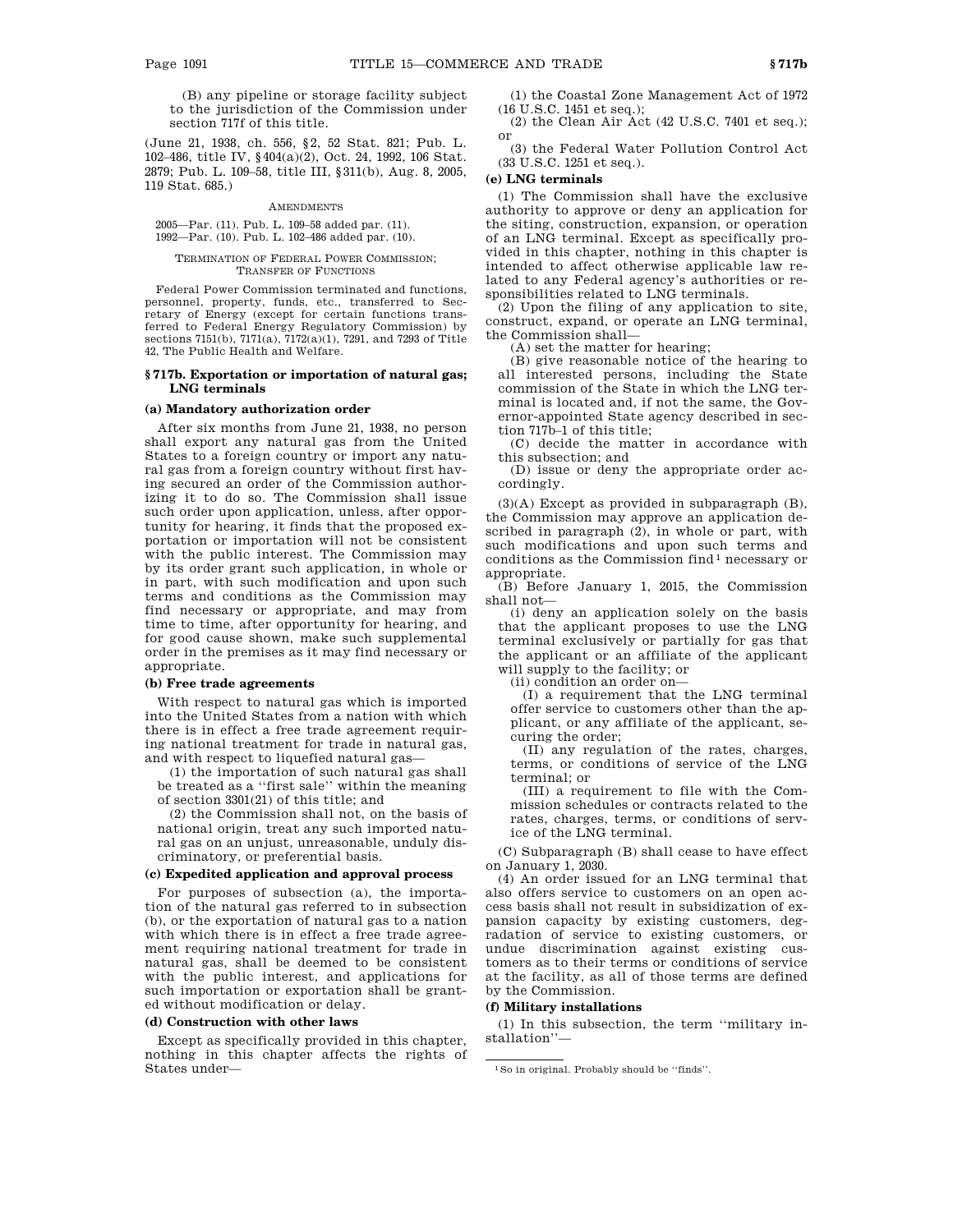(B) any pipeline or storage facility subject to the jurisdiction of the Commission under section 717f of this title.

(June 21, 1938, ch. 556, §2, 52 Stat. 821; Pub. L. 102–486, title IV, §404(a)(2), Oct. 24, 1992, 106 Stat. 2879; Pub. L. 109–58, title III, §311(b), Aug. 8, 2005, 119 Stat. 685.)

AMENDMENTS

2005—Par. (11). Pub. L. 109–58 added par. (11).

1992—Par. (10). Pub. L. 102–486 added par. (10).

TERMINATION OF FEDERAL POWER COMMISSION; TRANSFER OF FUNCTIONS

Federal Power Commission terminated and functions, personnel, property, funds, etc., transferred to Secretary of Energy (except for certain functions transferred to Federal Energy Regulatory Commission) by sections 7151(b), 7171(a), 7172(a)(1), 7291, and 7293 of Title 42, The Public Health and Welfare.

### § 717b. Exportation or importation of natural gas; LNG terminals

#### (a) Mandatory authorization order

After six months from June 21, 1938, no person shall export any natural gas from the United States to a foreign country or import any natural gas from a foreign country without first having secured an order of the Commission authorizing it to do so. The Commission shall issue such order upon application, unless, after opportunity for hearing, it finds that the proposed exportation or importation will not be consistent with the public interest. The Commission may by its order grant such application, in whole or in part, with such modification and upon such terms and conditions as the Commission may find necessary or appropriate, and may from time to time, after opportunity for hearing, and for good cause shown, make such supplemental order in the premises as it may find necessary or appropriate.

#### (b) Free trade agreements

With respect to natural gas which is imported into the United States from a nation with which there is in effect a free trade agreement requiring national treatment for trade in natural gas, and with respect to liquefied natural gas—

(1) the importation of such natural gas shall be treated as a "first sale" within the meaning of section 3301(21) of this title; and

(2) the Commission shall not, on the basis of national origin, treat any such imported natural gas on an unjust, unreasonable, unduly discriminatory, or preferential basis.

#### (c) Expedited application and approval process

For purposes of subsection (a), the importation of the natural gas referred to in subsection (b), or the exportation of natural gas to a nation with which there is in effect a free trade agreement requiring national treatment for trade in natural gas, shall be deemed to be consistent with the public interest, and applications for such importation or exportation shall be granted without modification or delay.

#### (d) Construction with other laws

Except as specifically provided in this chapter, nothing in this chapter affects the rights of States under—

(1) the Coastal Zone Management Act of 1972 (16 U.S.C. 1451 et seq.);

(2) the Clean Air Act (42 U.S.C. 7401 et seq.); or

(3) the Federal Water Pollution Control Act (33 U.S.C. 1251 et seq.).

#### (e) LNG terminals

(1) The Commission shall have the exclusive authority to approve or deny an application for the siting, construction, expansion, or operation of an LNG terminal. Except as specifically provided in this chapter, nothing in this chapter is intended to affect otherwise applicable law related to any Federal agency's authorities or responsibilities related to LNG terminals.

(2) Upon the filing of any application to site, construct, expand, or operate an LNG terminal, the Commission shall—

(A) set the matter for hearing;

(B) give reasonable notice of the hearing to all interested persons, including the State commission of the State in which the LNG terminal is located and, if not the same, the Governor-appointed State agency described in section 717b–1 of this title;

(C) decide the matter in accordance with this subsection; and

(D) issue or deny the appropriate order accordingly.

(3)(A) Except as provided in subparagraph (B), the Commission may approve an application described in paragraph (2), in whole or part, with such modifications and upon such terms and conditions as the Commission find[1] necessary or appropriate.

(B) Before January 1, 2015, the Commission shall not—

(i) deny an application solely on the basis that the applicant proposes to use the LNG terminal exclusively or partially for gas that the applicant or an affiliate of the applicant will supply to the facility; or

(ii) condition an order on—

(I) a requirement that the LNG terminal offer service to customers other than the applicant, or any affiliate of the applicant, securing the order;

(II) any regulation of the rates, charges, terms, or conditions of service of the LNG terminal; or

(III) a requirement to file with the Commission schedules or contracts related to the rates, charges, terms, or conditions of service of the LNG terminal.

(C) Subparagraph (B) shall cease to have effect on January 1, 2030.

(4) An order issued for an LNG terminal that also offers service to customers on an open access basis shall not result in subsidization of expansion capacity by existing customers, degradation of service to existing customers, or undue discrimination against existing customers as to their terms or conditions of service at the facility, as all of those terms are defined by the Commission.

#### (f) Military installations

(1) In this subsection, the term "military installation"—

[1] So in original. Probably should be "finds".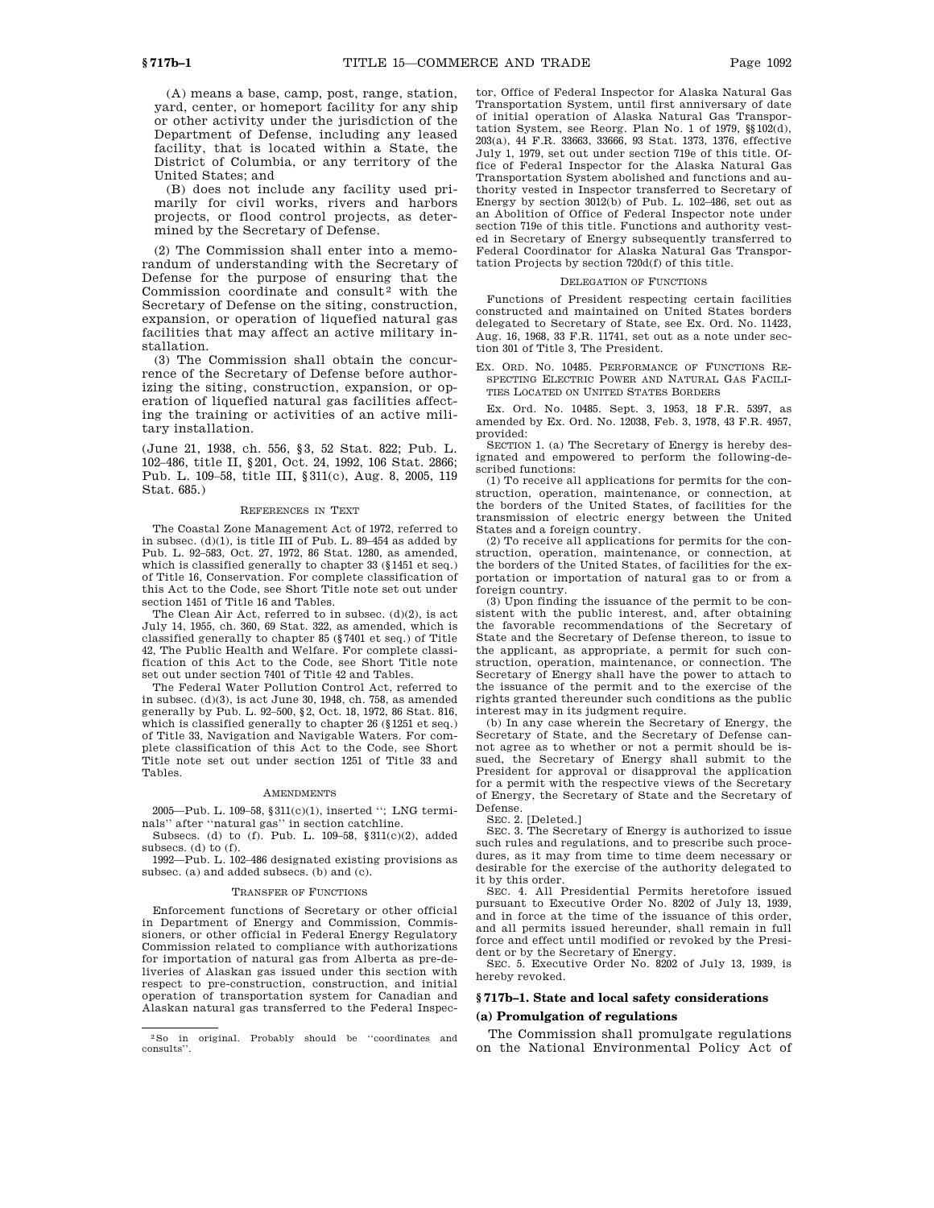(A) means a base, camp, post, range, station, yard, center, or homeport facility for any ship or other activity under the jurisdiction of the Department of Defense, including any leased facility, that is located within a State, the District of Columbia, or any territory of the United States; and

(B) does not include any facility used primarily for civil works, rivers and harbors projects, or flood control projects, as determined by the Secretary of Defense.

(2) The Commission shall enter into a memorandum of understanding with the Secretary of Defense for the purpose of ensuring that the Commission coordinate and consult[2] with the Secretary of Defense on the siting, construction, expansion, or operation of liquefied natural gas facilities that may affect an active military installation.

(3) The Commission shall obtain the concurrence of the Secretary of Defense before authorizing the siting, construction, expansion, or operation of liquefied natural gas facilities affecting the training or activities of an active military installation.

(June 21, 1938, ch. 556, §3, 52 Stat. 822; Pub. L. 102–486, title II, §201, Oct. 24, 1992, 106 Stat. 2866; Pub. L. 109–58, title III, §311(c), Aug. 8, 2005, 119 Stat. 685.)

REFERENCES IN TEXT

The Coastal Zone Management Act of 1972, referred to in subsec. (d)(1), is title III of Pub. L. 89–454 as added by Pub. L. 92–583, Oct. 27, 1972, 86 Stat. 1280, as amended, which is classified generally to chapter 33 (§1451 et seq.) of Title 16, Conservation. For complete classification of this Act to the Code, see Short Title note set out under section 1451 of Title 16 and Tables.

The Clean Air Act, referred to in subsec. (d)(2), is act July 14, 1955, ch. 360, 69 Stat. 322, as amended, which is classified generally to chapter 85 (§7401 et seq.) of Title 42, The Public Health and Welfare. For complete classification of this Act to the Code, see Short Title note set out under section 7401 of Title 42 and Tables.

The Federal Water Pollution Control Act, referred to in subsec. (d)(3), is act June 30, 1948, ch. 758, as amended generally by Pub. L. 92–500, §2, Oct. 18, 1972, 86 Stat. 816, which is classified generally to chapter 26 (§1251 et seq.) of Title 33, Navigation and Navigable Waters. For complete classification of this Act to the Code, see Short Title note set out under section 1251 of Title 33 and Tables.

AMENDMENTS

2005—Pub. L. 109–58, §311(c)(1), inserted "; LNG terminals" after "natural gas" in section catchline.

Subsecs. (d) to (f). Pub. L. 109–58, §311(c)(2), added subsecs. (d) to (f).

1992—Pub. L. 102–486 designated existing provisions as subsec. (a) and added subsecs. (b) and (c).

TRANSFER OF FUNCTIONS

Enforcement functions of Secretary or other official in Department of Energy and Commission, Commissioners, or other official in Federal Energy Regulatory Commission related to compliance with authorizations for importation of natural gas from Alberta as pre-deliveries of Alaskan gas issued under this section with respect to pre-construction, construction, and initial operation of transportation system for Canadian and Alaskan natural gas transferred to the Federal Inspector, Office of Federal Inspector for Alaska Natural Gas Transportation System, until first anniversary of date of initial operation of Alaska Natural Gas Transportation System, see Reorg. Plan No. 1 of 1979, §§102(d), 203(a), 44 F.R. 33663, 33666, 93 Stat. 1373, 1376, effective July 1, 1979, set out under section 719e of this title. Office of Federal Inspector for the Alaska Natural Gas Transportation System abolished and functions and authority vested in Inspector transferred to Secretary of Energy by section 3012(b) of Pub. L. 102–486, set out as an Abolition of Office of Federal Inspector note under section 719e of this title. Functions and authority vested in Secretary of Energy subsequently transferred to Federal Coordinator for Alaska Natural Gas Transportation Projects by section 720d(f) of this title.

DELEGATION OF FUNCTIONS

Functions of President respecting certain facilities constructed and maintained on United States borders delegated to Secretary of State, see Ex. Ord. No. 11423, Aug. 16, 1968, 33 F.R. 11741, set out as a note under section 301 of Title 3, The President.

EX. ORD. NO. 10485. PERFORMANCE OF FUNCTIONS RESPECTING ELECTRIC POWER AND NATURAL GAS FACILITIES LOCATED ON UNITED STATES BORDERS

Ex. Ord. No. 10485. Sept. 3, 1953, 18 F.R. 5397, as amended by Ex. Ord. No. 12038, Feb. 3, 1978, 43 F.R. 4957, provided:

SECTION 1. (a) The Secretary of Energy is hereby designated and empowered to perform the following-described functions:

(1) To receive all applications for permits for the construction, operation, maintenance, or connection, at the borders of the United States, of facilities for the transmission of electric energy between the United States and a foreign country.

(2) To receive all applications for permits for the construction, operation, maintenance, or connection, at the borders of the United States, of facilities for the exportation or importation of natural gas to or from a foreign country.

(3) Upon finding the issuance of the permit to be consistent with the public interest, and, after obtaining the favorable recommendations of the Secretary of State and the Secretary of Defense thereon, to issue to the applicant, as appropriate, a permit for such construction, operation, maintenance, or connection. The Secretary of Energy shall have the power to attach to the issuance of the permit and to the exercise of the rights granted thereunder such conditions as the public interest may in its judgment require.

(b) In any case wherein the Secretary of Energy, the Secretary of State, and the Secretary of Defense cannot agree as to whether or not a permit should be issued, the Secretary of Energy shall submit to the President for approval or disapproval the application for a permit with the respective views of the Secretary of Energy, the Secretary of State and the Secretary of Defense.

SEC. 2. [Deleted.]

SEC. 3. The Secretary of Energy is authorized to issue such rules and regulations, and to prescribe such procedures, as it may from time to time deem necessary or desirable for the exercise of the authority delegated to it by this order.

SEC. 4. All Presidential Permits heretofore issued pursuant to Executive Order No. 8202 of July 13, 1939, and in force at the time of the issuance of this order, and all permits issued hereunder, shall remain in full force and effect until modified or revoked by the President or by the Secretary of Energy.

SEC. 5. Executive Order No. 8202 of July 13, 1939, is hereby revoked.

## §717b–1. State and local safety considerations

### (a) Promulgation of regulations

The Commission shall promulgate regulations on the National Environmental Policy Act of

[2] So in original. Probably should be "coordinates and consults".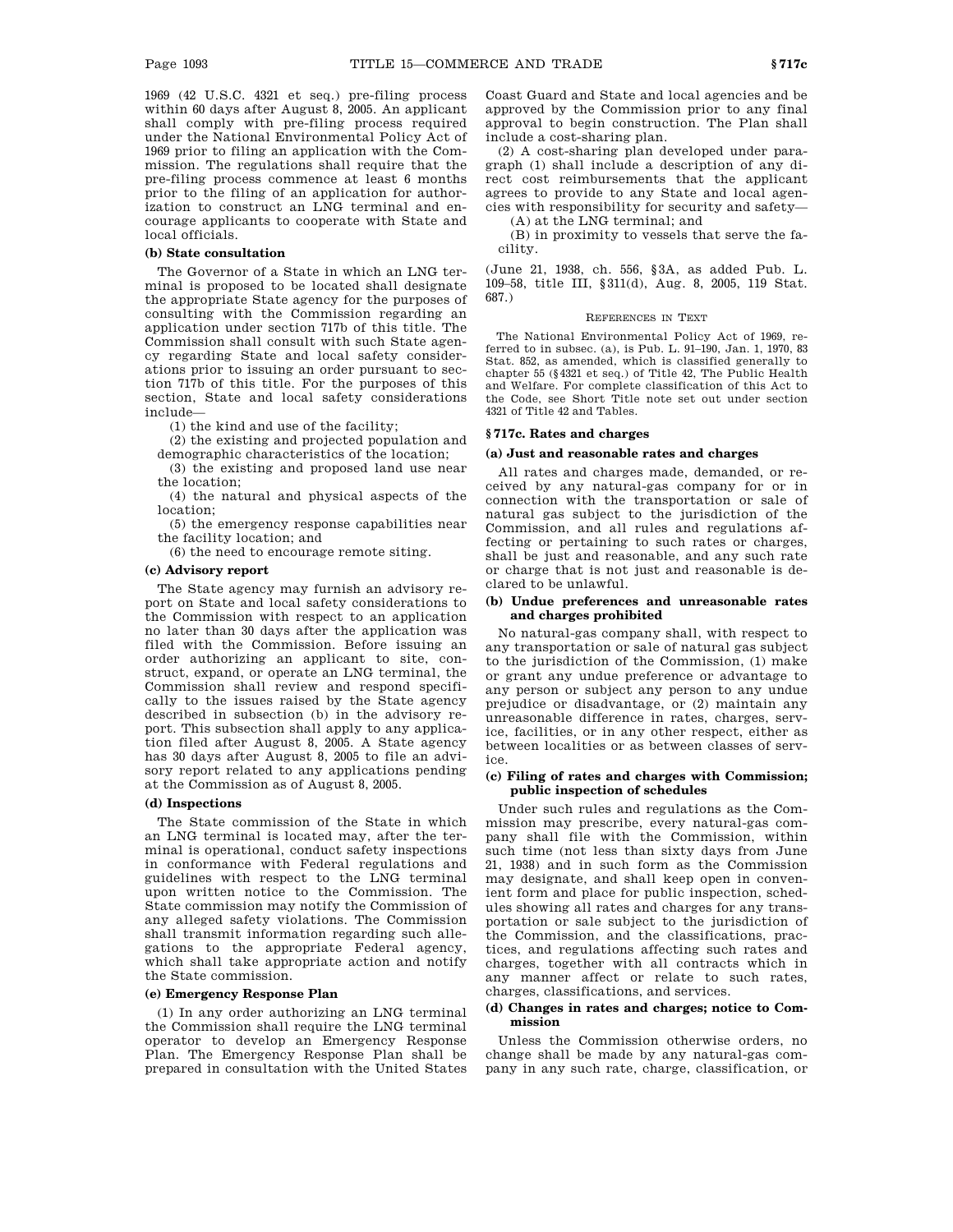1969 (42 U.S.C. 4321 et seq.) pre-filing process within 60 days after August 8, 2005. An applicant shall comply with pre-filing process required under the National Environmental Policy Act of 1969 prior to filing an application with the Commission. The regulations shall require that the pre-filing process commence at least 6 months prior to the filing of an application for authorization to construct an LNG terminal and encourage applicants to cooperate with State and local officials.

**(b) State consultation**

The Governor of a State in which an LNG terminal is proposed to be located shall designate the appropriate State agency for the purposes of consulting with the Commission regarding an application under section 717b of this title. The Commission shall consult with such State agency regarding State and local safety considerations prior to issuing an order pursuant to section 717b of this title. For the purposes of this section, State and local safety considerations include—

(1) the kind and use of the facility;

(2) the existing and projected population and demographic characteristics of the location;

(3) the existing and proposed land use near the location;

(4) the natural and physical aspects of the location;

(5) the emergency response capabilities near the facility location; and

(6) the need to encourage remote siting.

**(c) Advisory report**

The State agency may furnish an advisory report on State and local safety considerations to the Commission with respect to an application no later than 30 days after the application was filed with the Commission. Before issuing an order authorizing an applicant to site, construct, expand, or operate an LNG terminal, the Commission shall review and respond specifically to the issues raised by the State agency described in subsection (b) in the advisory report. This subsection shall apply to any application filed after August 8, 2005. A State agency has 30 days after August 8, 2005 to file an advisory report related to any applications pending at the Commission as of August 8, 2005.

**(d) Inspections**

The State commission of the State in which an LNG terminal is located may, after the terminal is operational, conduct safety inspections in conformance with Federal regulations and guidelines with respect to the LNG terminal upon written notice to the Commission. The State commission may notify the Commission of any alleged safety violations. The Commission shall transmit information regarding such allegations to the appropriate Federal agency, which shall take appropriate action and notify the State commission.

**(e) Emergency Response Plan**

(1) In any order authorizing an LNG terminal the Commission shall require the LNG terminal operator to develop an Emergency Response Plan. The Emergency Response Plan shall be prepared in consultation with the United States Coast Guard and State and local agencies and be approved by the Commission prior to any final approval to begin construction. The Plan shall include a cost-sharing plan.

(2) A cost-sharing plan developed under paragraph (1) shall include a description of any direct cost reimbursements that the applicant agrees to provide to any State and local agencies with responsibility for security and safety—

(A) at the LNG terminal; and

(B) in proximity to vessels that serve the facility.

(June 21, 1938, ch. 556, §3A, as added Pub. L. 109–58, title III, §311(d), Aug. 8, 2005, 119 Stat. 687.)

REFERENCES IN TEXT

The National Environmental Policy Act of 1969, referred to in subsec. (a), is Pub. L. 91–190, Jan. 1, 1970, 83 Stat. 852, as amended, which is classified generally to chapter 55 (§4321 et seq.) of Title 42, The Public Health and Welfare. For complete classification of this Act to the Code, see Short Title note set out under section 4321 of Title 42 and Tables.

## §717c. Rates and charges

**(a) Just and reasonable rates and charges**

All rates and charges made, demanded, or received by any natural-gas company for or in connection with the transportation or sale of natural gas subject to the jurisdiction of the Commission, and all rules and regulations affecting or pertaining to such rates or charges, shall be just and reasonable, and any such rate or charge that is not just and reasonable is declared to be unlawful.

**(b) Undue preferences and unreasonable rates and charges prohibited**

No natural-gas company shall, with respect to any transportation or sale of natural gas subject to the jurisdiction of the Commission, (1) make or grant any undue preference or advantage to any person or subject any person to any undue prejudice or disadvantage, or (2) maintain any unreasonable difference in rates, charges, service, facilities, or in any other respect, either as between localities or as between classes of service.

**(c) Filing of rates and charges with Commission; public inspection of schedules**

Under such rules and regulations as the Commission may prescribe, every natural-gas company shall file with the Commission, within such time (not less than sixty days from June 21, 1938) and in such form as the Commission may designate, and shall keep open in convenient form and place for public inspection, schedules showing all rates and charges for any transportation or sale subject to the jurisdiction of the Commission, and the classifications, practices, and regulations affecting such rates and charges, together with all contracts which in any manner affect or relate to such rates, charges, classifications, and services.

**(d) Changes in rates and charges; notice to Commission**

Unless the Commission otherwise orders, no change shall be made by any natural-gas company in any such rate, charge, classification, or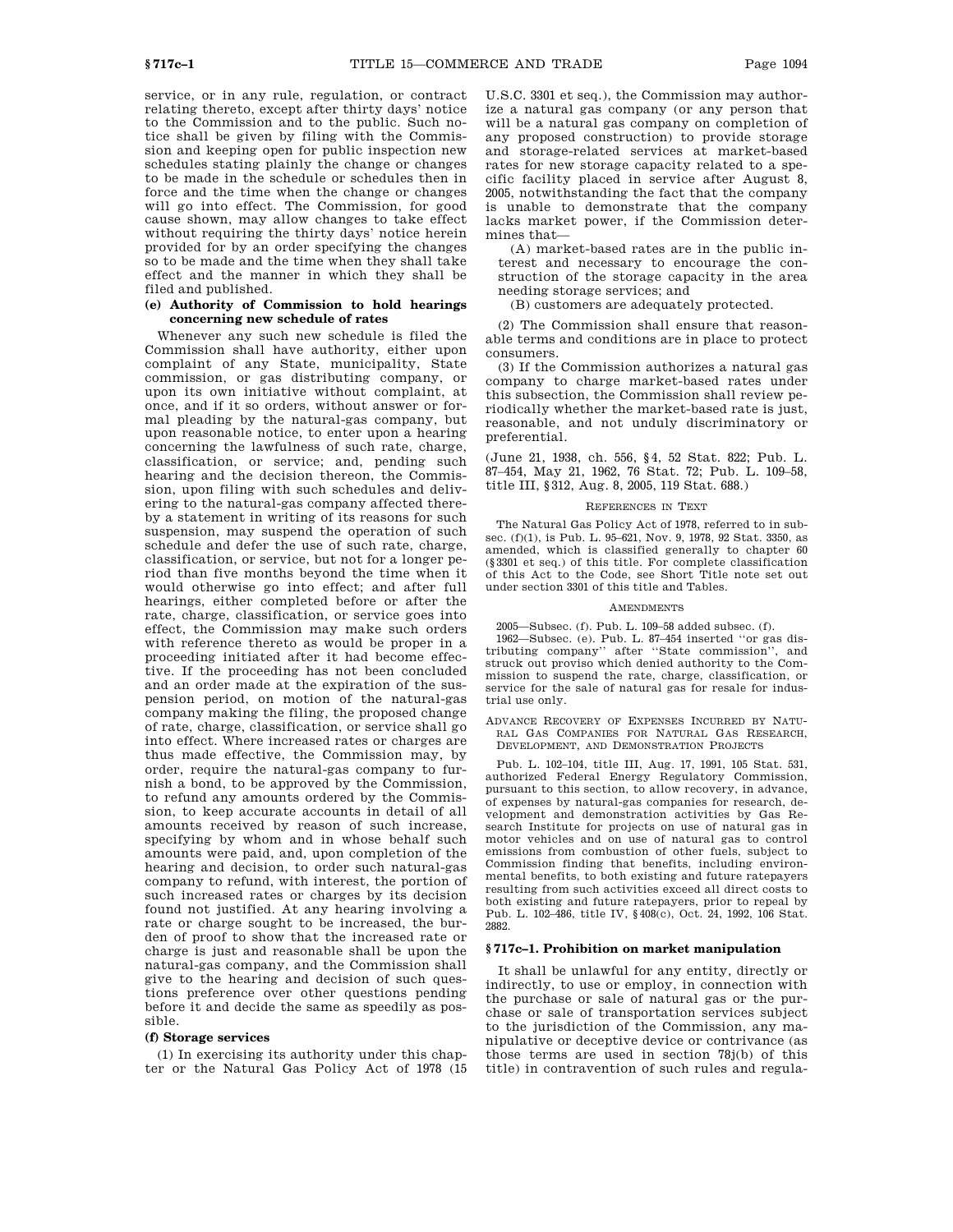service, or in any rule, regulation, or contract relating thereto, except after thirty days' notice to the Commission and to the public. Such notice shall be given by filing with the Commission and keeping open for public inspection new schedules stating plainly the change or changes to be made in the schedule or schedules then in force and the time when the change or changes will go into effect. The Commission, for good cause shown, may allow changes to take effect without requiring the thirty days' notice herein provided for by an order specifying the changes so to be made and the time when they shall take effect and the manner in which they shall be filed and published.

**(e) Authority of Commission to hold hearings concerning new schedule of rates**

Whenever any such new schedule is filed the Commission shall have authority, either upon complaint of any State, municipality, State commission, or gas distributing company, or upon its own initiative without complaint, at once, and if it so orders, without answer or formal pleading by the natural-gas company, but upon reasonable notice, to enter upon a hearing concerning the lawfulness of such rate, charge, classification, or service; and, pending such hearing and the decision thereon, the Commission, upon filing with such schedules and delivering to the natural-gas company affected thereby a statement in writing of its reasons for such suspension, may suspend the operation of such schedule and defer the use of such rate, charge, classification, or service, but not for a longer period than five months beyond the time when it would otherwise go into effect; and after full hearings, either completed before or after the rate, charge, classification, or service goes into effect, the Commission may make such orders with reference thereto as would be proper in a proceeding initiated after it had become effective. If the proceeding has not been concluded and an order made at the expiration of the suspension period, on motion of the natural-gas company making the filing, the proposed change of rate, charge, classification, or service shall go into effect. Where increased rates or charges are thus made effective, the Commission may, by order, require the natural-gas company to furnish a bond, to be approved by the Commission, to refund any amounts ordered by the Commission, to keep accurate accounts in detail of all amounts received by reason of such increase, specifying by whom and in whose behalf such amounts were paid, and, upon completion of the hearing and decision, to order such natural-gas company to refund, with interest, the portion of such increased rates or charges by its decision found not justified. At any hearing involving a rate or charge sought to be increased, the burden of proof to show that the increased rate or charge is just and reasonable shall be upon the natural-gas company, and the Commission shall give to the hearing and decision of such questions preference over other questions pending before it and decide the same as speedily as possible.

**(f) Storage services**

(1) In exercising its authority under this chapter or the Natural Gas Policy Act of 1978 (15 U.S.C. 3301 et seq.), the Commission may authorize a natural gas company (or any person that will be a natural gas company on completion of any proposed construction) to provide storage and storage-related services at market-based rates for new storage capacity related to a specific facility placed in service after August 8, 2005, notwithstanding the fact that the company is unable to demonstrate that the company lacks market power, if the Commission determines that—

(A) market-based rates are in the public interest and necessary to encourage the construction of the storage capacity in the area needing storage services; and

(B) customers are adequately protected.

(2) The Commission shall ensure that reasonable terms and conditions are in place to protect consumers.

(3) If the Commission authorizes a natural gas company to charge market-based rates under this subsection, the Commission shall review periodically whether the market-based rate is just, reasonable, and not unduly discriminatory or preferential.

(June 21, 1938, ch. 556, §4, 52 Stat. 822; Pub. L. 87–454, May 21, 1962, 76 Stat. 72; Pub. L. 109–58, title III, §312, Aug. 8, 2005, 119 Stat. 688.)

REFERENCES IN TEXT

The Natural Gas Policy Act of 1978, referred to in subsec. (f)(1), is Pub. L. 95–621, Nov. 9, 1978, 92 Stat. 3350, as amended, which is classified generally to chapter 60 (§3301 et seq.) of this title. For complete classification of this Act to the Code, see Short Title note set out under section 3301 of this title and Tables.

AMENDMENTS

2005—Subsec. (f). Pub. L. 109–58 added subsec. (f).

1962—Subsec. (e). Pub. L. 87–454 inserted ''or gas distributing company'' after ''State commission'', and struck out proviso which denied authority to the Commission to suspend the rate, charge, classification, or service for the sale of natural gas for resale for industrial use only.

ADVANCE RECOVERY OF EXPENSES INCURRED BY NATURAL GAS COMPANIES FOR NATURAL GAS RESEARCH, DEVELOPMENT, AND DEMONSTRATION PROJECTS

Pub. L. 102–104, title III, Aug. 17, 1991, 105 Stat. 531, authorized Federal Energy Regulatory Commission, pursuant to this section, to allow recovery, in advance, of expenses by natural-gas companies for research, development and demonstration activities by Gas Research Institute for projects on use of natural gas in motor vehicles and on use of natural gas to control emissions from combustion of other fuels, subject to Commission finding that benefits, including environmental benefits, to both existing and future ratepayers resulting from such activities exceed all direct costs to both existing and future ratepayers, prior to repeal by Pub. L. 102–486, title IV, §408(c), Oct. 24, 1992, 106 Stat. 2882.

### §717c–1. Prohibition on market manipulation

It shall be unlawful for any entity, directly or indirectly, to use or employ, in connection with the purchase or sale of natural gas or the purchase or sale of transportation services subject to the jurisdiction of the Commission, any manipulative or deceptive device or contrivance (as those terms are used in section 78j(b) of this title) in contravention of such rules and regula-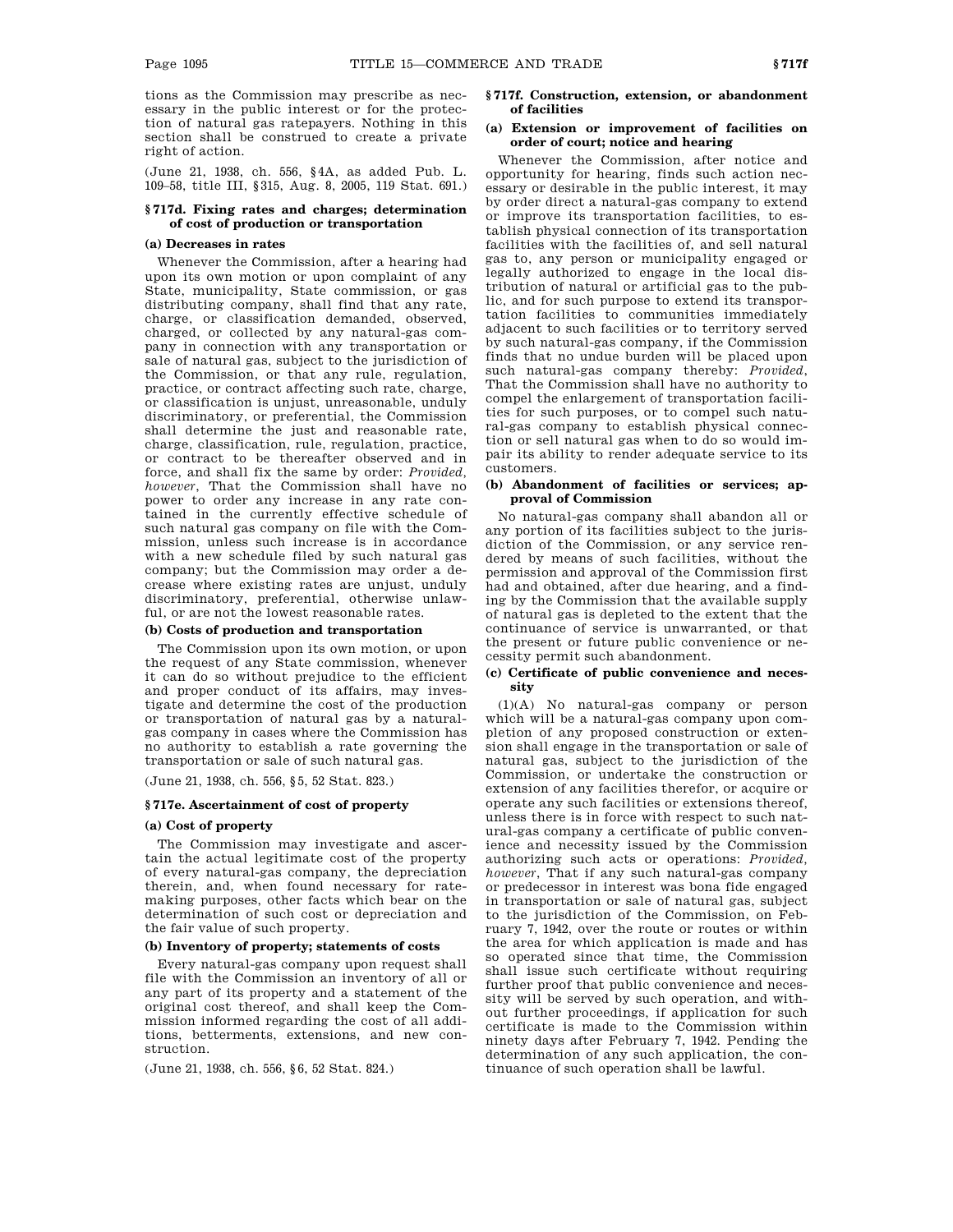tions as the Commission may prescribe as necessary in the public interest or for the protection of natural gas ratepayers. Nothing in this section shall be construed to create a private right of action.

(June 21, 1938, ch. 556, §4A, as added Pub. L. 109–58, title III, §315, Aug. 8, 2005, 119 Stat. 691.)

### §717d. Fixing rates and charges; determination of cost of production or transportation

#### (a) Decreases in rates

Whenever the Commission, after a hearing had upon its own motion or upon complaint of any State, municipality, State commission, or gas distributing company, shall find that any rate, charge, or classification demanded, observed, charged, or collected by any natural-gas company in connection with any transportation or sale of natural gas, subject to the jurisdiction of the Commission, or that any rule, regulation, practice, or contract affecting such rate, charge, or classification is unjust, unreasonable, unduly discriminatory, or preferential, the Commission shall determine the just and reasonable rate, charge, classification, rule, regulation, practice, or contract to be thereafter observed and in force, and shall fix the same by order: *Provided, however*, That the Commission shall have no power to order any increase in any rate contained in the currently effective schedule of such natural gas company on file with the Commission, unless such increase is in accordance with a new schedule filed by such natural gas company; but the Commission may order a decrease where existing rates are unjust, unduly discriminatory, preferential, otherwise unlawful, or are not the lowest reasonable rates.

#### (b) Costs of production and transportation

The Commission upon its own motion, or upon the request of any State commission, whenever it can do so without prejudice to the efficient and proper conduct of its affairs, may investigate and determine the cost of the production or transportation of natural gas by a natural-gas company in cases where the Commission has no authority to establish a rate governing the transportation or sale of such natural gas.

(June 21, 1938, ch. 556, §5, 52 Stat. 823.)

### §717e. Ascertainment of cost of property

#### (a) Cost of property

The Commission may investigate and ascertain the actual legitimate cost of the property of every natural-gas company, the depreciation therein, and, when found necessary for rate-making purposes, other facts which bear on the determination of such cost or depreciation and the fair value of such property.

#### (b) Inventory of property; statements of costs

Every natural-gas company upon request shall file with the Commission an inventory of all or any part of its property and a statement of the original cost thereof, and shall keep the Commission informed regarding the cost of all additions, betterments, extensions, and new construction.

(June 21, 1938, ch. 556, §6, 52 Stat. 824.)

### §717f. Construction, extension, or abandonment of facilities

#### (a) Extension or improvement of facilities on order of court; notice and hearing

Whenever the Commission, after notice and opportunity for hearing, finds such action necessary or desirable in the public interest, it may by order direct a natural-gas company to extend or improve its transportation facilities, to establish physical connection of its transportation facilities with the facilities of, and sell natural gas to, any person or municipality engaged or legally authorized to engage in the local distribution of natural or artificial gas to the public, and for such purpose to extend its transportation facilities to communities immediately adjacent to such facilities or to territory served by such natural-gas company, if the Commission finds that no undue burden will be placed upon such natural-gas company thereby: *Provided*, That the Commission shall have no authority to compel the enlargement of transportation facilities for such purposes, or to compel such natural-gas company to establish physical connection or sell natural gas when to do so would impair its ability to render adequate service to its customers.

#### (b) Abandonment of facilities or services; approval of Commission

No natural-gas company shall abandon all or any portion of its facilities subject to the jurisdiction of the Commission, or any service rendered by means of such facilities, without the permission and approval of the Commission first had and obtained, after due hearing, and a finding by the Commission that the available supply of natural gas is depleted to the extent that the continuance of service is unwarranted, or that the present or future public convenience or necessity permit such abandonment.

#### (c) Certificate of public convenience and necessity

(1)(A) No natural-gas company or person which will be a natural-gas company upon completion of any proposed construction or extension shall engage in the transportation or sale of natural gas, subject to the jurisdiction of the Commission, or undertake the construction or extension of any facilities therefor, or acquire or operate any such facilities or extensions thereof, unless there is in force with respect to such natural-gas company a certificate of public convenience and necessity issued by the Commission authorizing such acts or operations: *Provided, however*, That if any such natural-gas company or predecessor in interest was bona fide engaged in transportation or sale of natural gas, subject to the jurisdiction of the Commission, on February 7, 1942, over the route or routes or within the area for which application is made and has so operated since that time, the Commission shall issue such certificate without requiring further proof that public convenience and necessity will be served by such operation, and without further proceedings, if application for such certificate is made to the Commission within ninety days after February 7, 1942. Pending the determination of any such application, the continuance of such operation shall be lawful.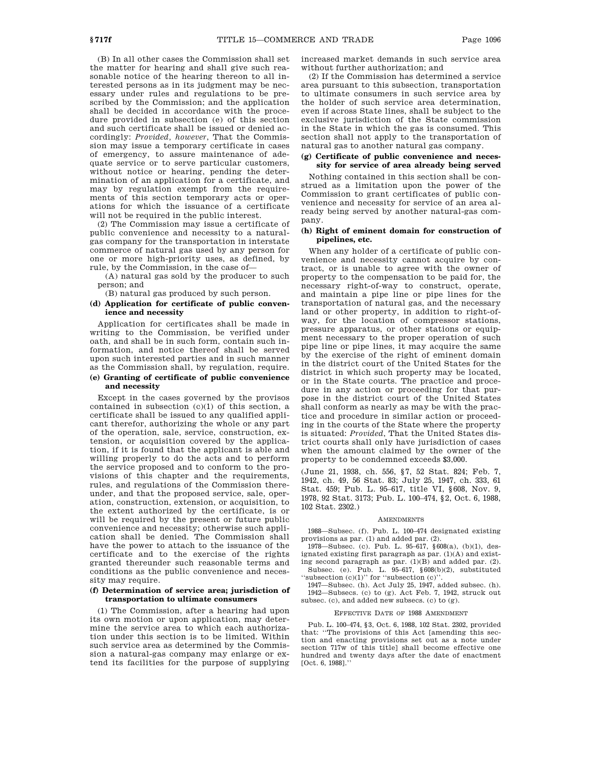(B) In all other cases the Commission shall set the matter for hearing and shall give such reasonable notice of the hearing thereon to all interested persons as in its judgment may be necessary under rules and regulations to be prescribed by the Commission; and the application shall be decided in accordance with the procedure provided in subsection (e) of this section and such certificate shall be issued or denied accordingly: *Provided, however*, That the Commission may issue a temporary certificate in cases of emergency, to assure maintenance of adequate service or to serve particular customers, without notice or hearing, pending the determination of an application for a certificate, and may by regulation exempt from the requirements of this section temporary acts or operations for which the issuance of a certificate will not be required in the public interest.

(2) The Commission may issue a certificate of public convenience and necessity to a natural-gas company for the transportation in interstate commerce of natural gas used by any person for one or more high-priority uses, as defined, by rule, by the Commission, in the case of—

(A) natural gas sold by the producer to such person; and

(B) natural gas produced by such person.

#### (d) Application for certificate of public convenience and necessity

Application for certificates shall be made in writing to the Commission, be verified under oath, and shall be in such form, contain such information, and notice thereof shall be served upon such interested parties and in such manner as the Commission shall, by regulation, require.

#### (e) Granting of certificate of public convenience and necessity

Except in the cases governed by the provisos contained in subsection (c)(1) of this section, a certificate shall be issued to any qualified applicant therefor, authorizing the whole or any part of the operation, sale, service, construction, extension, or acquisition covered by the application, if it is found that the applicant is able and willing properly to do the acts and to perform the service proposed and to conform to the provisions of this chapter and the requirements, rules, and regulations of the Commission thereunder, and that the proposed service, sale, operation, construction, extension, or acquisition, to the extent authorized by the certificate, is or will be required by the present or future public convenience and necessity; otherwise such application shall be denied. The Commission shall have the power to attach to the issuance of the certificate and to the exercise of the rights granted thereunder such reasonable terms and conditions as the public convenience and necessity may require.

#### (f) Determination of service area; jurisdiction of transportation to ultimate consumers

(1) The Commission, after a hearing had upon its own motion or upon application, may determine the service area to which each authorization under this section is to be limited. Within such service area as determined by the Commission a natural-gas company may enlarge or extend its facilities for the purpose of supplying increased market demands in such service area without further authorization; and

(2) If the Commission has determined a service area pursuant to this subsection, transportation to ultimate consumers in such service area by the holder of such service area determination, even if across State lines, shall be subject to the exclusive jurisdiction of the State commission in the State in which the gas is consumed. This section shall not apply to the transportation of natural gas to another natural gas company.

#### (g) Certificate of public convenience and necessity for service of area already being served

Nothing contained in this section shall be construed as a limitation upon the power of the Commission to grant certificates of public convenience and necessity for service of an area already being served by another natural-gas company.

#### (h) Right of eminent domain for construction of pipelines, etc.

When any holder of a certificate of public convenience and necessity cannot acquire by contract, or is unable to agree with the owner of property to the compensation to be paid for, the necessary right-of-way to construct, operate, and maintain a pipe line or pipe lines for the transportation of natural gas, and the necessary land or other property, in addition to right-of-way, for the location of compressor stations, pressure apparatus, or other stations or equipment necessary to the proper operation of such pipe line or pipe lines, it may acquire the same by the exercise of the right of eminent domain in the district court of the United States for the district in which such property may be located, or in the State courts. The practice and procedure in any action or proceeding for that purpose in the district court of the United States shall conform as nearly as may be with the practice and procedure in similar action or proceeding in the courts of the State where the property is situated: *Provided*, That the United States district courts shall only have jurisdiction of cases when the amount claimed by the owner of the property to be condemned exceeds $3,000.

(June 21, 1938, ch. 556, §7, 52 Stat. 824; Feb. 7, 1942, ch. 49, 56 Stat. 83; July 25, 1947, ch. 333, 61 Stat. 459; Pub. L. 95–617, title VI, §608, Nov. 9, 1978, 92 Stat. 3173; Pub. L. 100–474, §2, Oct. 6, 1988, 102 Stat. 2302.)

##### AMENDMENTS

1988—Subsec. (f). Pub. L. 100–474 designated existing provisions as par. (1) and added par. (2).

1978—Subsec. (c). Pub. L. 95–617, §608(a), (b)(1), designated existing first paragraph as par. (1)(A) and existing second paragraph as par. (1)(B) and added par. (2).

Subsec. (e). Pub. L. 95–617, §608(b)(2), substituted ''subsection (c)(1)'' for ''subsection (c)''.

1947—Subsec. (h). Act July 25, 1947, added subsec. (h).

1942—Subsecs. (c) to (g). Act Feb. 7, 1942, struck out subsec. (c), and added new subsecs. (c) to (g).

##### EFFECTIVE DATE OF 1988 AMENDMENT

Pub. L. 100–474, §3, Oct. 6, 1988, 102 Stat. 2302, provided that: ''The provisions of this Act [amending this section and enacting provisions set out as a note under section 717w of this title] shall become effective one hundred and twenty days after the date of enactment [Oct. 6, 1988].''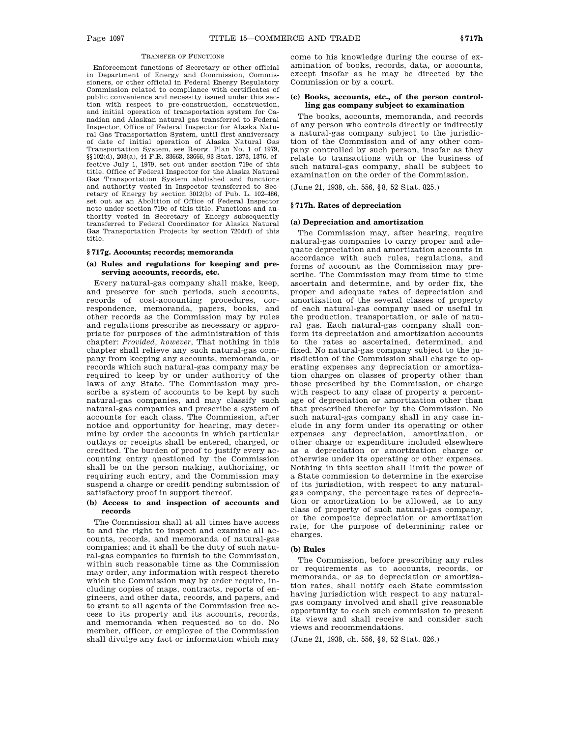TRANSFER OF FUNCTIONS

Enforcement functions of Secretary or other official in Department of Energy and Commission, Commissioners, or other official in Federal Energy Regulatory Commission related to compliance with certificates of public convenience and necessity issued under this section with respect to pre-construction, construction, and initial operation of transportation system for Canadian and Alaskan natural gas transferred to Federal Inspector, Office of Federal Inspector for Alaska Natural Gas Transportation System, until first anniversary of date of initial operation of Alaska Natural Gas Transportation System, see Reorg. Plan No. 1 of 1979, §§102(d), 203(a), 44 F.R. 33663, 33666, 93 Stat. 1373, 1376, effective July 1, 1979, set out under section 719e of this title. Office of Federal Inspector for the Alaska Natural Gas Transportation System abolished and functions and authority vested in Inspector transferred to Secretary of Energy by section 3012(b) of Pub. L. 102–486, set out as an Abolition of Office of Federal Inspector note under section 719e of this title. Functions and authority vested in Secretary of Energy subsequently transferred to Federal Coordinator for Alaska Natural Gas Transportation Projects by section 720d(f) of this title.

## § 717g. Accounts; records; memoranda

### (a) Rules and regulations for keeping and preserving accounts, records, etc.

Every natural-gas company shall make, keep, and preserve for such periods, such accounts, records of cost-accounting procedures, correspondence, memoranda, papers, books, and other records as the Commission may by rules and regulations prescribe as necessary or appropriate for purposes of the administration of this chapter: *Provided, however*, That nothing in this chapter shall relieve any such natural-gas company from keeping any accounts, memoranda, or records which such natural-gas company may be required to keep by or under authority of the laws of any State. The Commission may prescribe a system of accounts to be kept by such natural-gas companies, and may classify such natural-gas companies and prescribe a system of accounts for each class. The Commission, after notice and opportunity for hearing, may determine by order the accounts in which particular outlays or receipts shall be entered, charged, or credited. The burden of proof to justify every accounting entry questioned by the Commission shall be on the person making, authorizing, or requiring such entry, and the Commission may suspend a charge or credit pending submission of satisfactory proof in support thereof.

### (b) Access to and inspection of accounts and records

The Commission shall at all times have access to and the right to inspect and examine all accounts, records, and memoranda of natural-gas companies; and it shall be the duty of such natural-gas companies to furnish to the Commission, within such reasonable time as the Commission may order, any information with respect thereto which the Commission may by order require, including copies of maps, contracts, reports of engineers, and other data, records, and papers, and to grant to all agents of the Commission free access to its property and its accounts, records, and memoranda when requested so to do. No member, officer, or employee of the Commission shall divulge any fact or information which may come to his knowledge during the course of examination of books, records, data, or accounts, except insofar as he may be directed by the Commission or by a court.

### (c) Books, accounts, etc., of the person controlling gas company subject to examination

The books, accounts, memoranda, and records of any person who controls directly or indirectly a natural-gas company subject to the jurisdiction of the Commission and of any other company controlled by such person, insofar as they relate to transactions with or the business of such natural-gas company, shall be subject to examination on the order of the Commission.

(June 21, 1938, ch. 556, §8, 52 Stat. 825.)

## § 717h. Rates of depreciation

### (a) Depreciation and amortization

The Commission may, after hearing, require natural-gas companies to carry proper and adequate depreciation and amortization accounts in accordance with such rules, regulations, and forms of account as the Commission may prescribe. The Commission may from time to time ascertain and determine, and by order fix, the proper and adequate rates of depreciation and amortization of the several classes of property of each natural-gas company used or useful in the production, transportation, or sale of natural gas. Each natural-gas company shall conform its depreciation and amortization accounts to the rates so ascertained, determined, and fixed. No natural-gas company subject to the jurisdiction of the Commission shall charge to operating expenses any depreciation or amortization charges on classes of property other than those prescribed by the Commission, or charge with respect to any class of property a percentage of depreciation or amortization other than that prescribed therefor by the Commission. No such natural-gas company shall in any case include in any form under its operating or other expenses any depreciation, amortization, or other charge or expenditure included elsewhere as a depreciation or amortization charge or otherwise under its operating or other expenses. Nothing in this section shall limit the power of a State commission to determine in the exercise of its jurisdiction, with respect to any natural-gas company, the percentage rates of depreciation or amortization to be allowed, as to any class of property of such natural-gas company, or the composite depreciation or amortization rate, for the purpose of determining rates or charges.

### (b) Rules

The Commission, before prescribing any rules or requirements as to accounts, records, or memoranda, or as to depreciation or amortization rates, shall notify each State commission having jurisdiction with respect to any natural-gas company involved and shall give reasonable opportunity to each such commission to present its views and shall receive and consider such views and recommendations.

(June 21, 1938, ch. 556, §9, 52 Stat. 826.)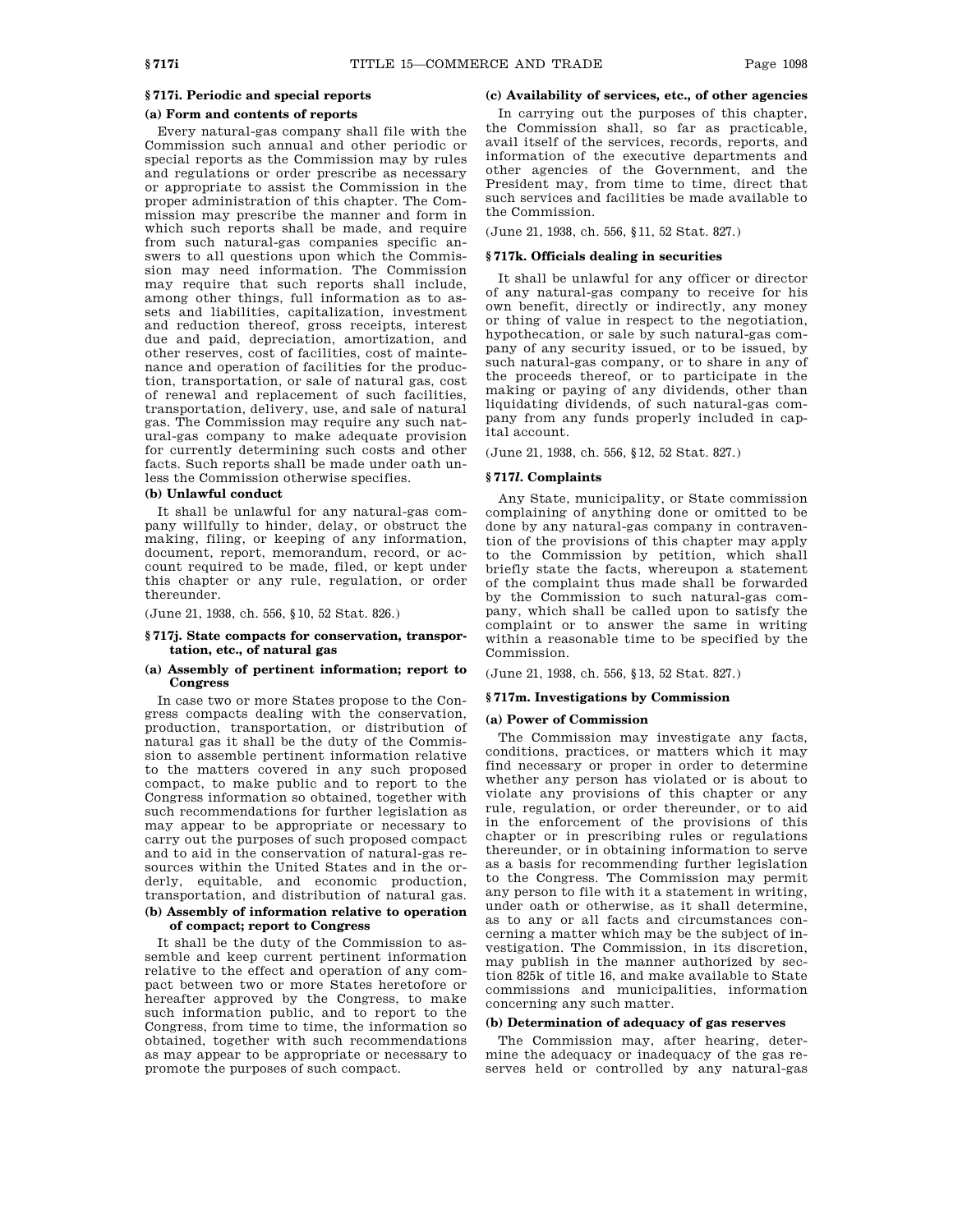### § 717i. Periodic and special reports

#### (a) Form and contents of reports

Every natural-gas company shall file with the Commission such annual and other periodic or special reports as the Commission may by rules and regulations or order prescribe as necessary or appropriate to assist the Commission in the proper administration of this chapter. The Commission may prescribe the manner and form in which such reports shall be made, and require from such natural-gas companies specific answers to all questions upon which the Commission may need information. The Commission may require that such reports shall include, among other things, full information as to assets and liabilities, capitalization, investment and reduction thereof, gross receipts, interest due and paid, depreciation, amortization, and other reserves, cost of facilities, cost of maintenance and operation of facilities for the production, transportation, or sale of natural gas, cost of renewal and replacement of such facilities, transportation, delivery, use, and sale of natural gas. The Commission may require any such natural-gas company to make adequate provision for currently determining such costs and other facts. Such reports shall be made under oath unless the Commission otherwise specifies.

#### (b) Unlawful conduct

It shall be unlawful for any natural-gas company willfully to hinder, delay, or obstruct the making, filing, or keeping of any information, document, report, memorandum, record, or account required to be made, filed, or kept under this chapter or any rule, regulation, or order thereunder.

(June 21, 1938, ch. 556, § 10, 52 Stat. 826.)

### § 717j. State compacts for conservation, transportation, etc., of natural gas

#### (a) Assembly of pertinent information; report to Congress

In case two or more States propose to the Congress compacts dealing with the conservation, production, transportation, or distribution of natural gas it shall be the duty of the Commission to assemble pertinent information relative to the matters covered in any such proposed compact, to make public and to report to the Congress information so obtained, together with such recommendations for further legislation as may appear to be appropriate or necessary to carry out the purposes of such proposed compact and to aid in the conservation of natural-gas resources within the United States and in the orderly, equitable, and economic production, transportation, and distribution of natural gas.

#### (b) Assembly of information relative to operation of compact; report to Congress

It shall be the duty of the Commission to assemble and keep current pertinent information relative to the effect and operation of any compact between two or more States heretofore or hereafter approved by the Congress, to make such information public, and to report to the Congress, from time to time, the information so obtained, together with such recommendations as may appear to be appropriate or necessary to promote the purposes of such compact.

#### (c) Availability of services, etc., of other agencies

In carrying out the purposes of this chapter, the Commission shall, so far as practicable, avail itself of the services, records, reports, and information of the executive departments and other agencies of the Government, and the President may, from time to time, direct that such services and facilities be made available to the Commission.

(June 21, 1938, ch. 556, § 11, 52 Stat. 827.)

### § 717k. Officials dealing in securities

It shall be unlawful for any officer or director of any natural-gas company to receive for his own benefit, directly or indirectly, any money or thing of value in respect to the negotiation, hypothecation, or sale by such natural-gas company of any security issued, or to be issued, by such natural-gas company, or to share in any of the proceeds thereof, or to participate in the making or paying of any dividends, other than liquidating dividends, of such natural-gas company from any funds properly included in capital account.

(June 21, 1938, ch. 556, § 12, 52 Stat. 827.)

### § 717*l*. Complaints

Any State, municipality, or State commission complaining of anything done or omitted to be done by any natural-gas company in contravention of the provisions of this chapter may apply to the Commission by petition, which shall briefly state the facts, whereupon a statement of the complaint thus made shall be forwarded by the Commission to such natural-gas company, which shall be called upon to satisfy the complaint or to answer the same in writing within a reasonable time to be specified by the Commission.

(June 21, 1938, ch. 556, § 13, 52 Stat. 827.)

### § 717m. Investigations by Commission

#### (a) Power of Commission

The Commission may investigate any facts, conditions, practices, or matters which it may find necessary or proper in order to determine whether any person has violated or is about to violate any provisions of this chapter or any rule, regulation, or order thereunder, or to aid in the enforcement of the provisions of this chapter or in prescribing rules or regulations thereunder, or in obtaining information to serve as a basis for recommending further legislation to the Congress. The Commission may permit any person to file with it a statement in writing, under oath or otherwise, as it shall determine, as to any or all facts and circumstances concerning a matter which may be the subject of investigation. The Commission, in its discretion, may publish in the manner authorized by section 825k of title 16, and make available to State commissions and municipalities, information concerning any such matter.

#### (b) Determination of adequacy of gas reserves

The Commission may, after hearing, determine the adequacy or inadequacy of the gas reserves held or controlled by any natural-gas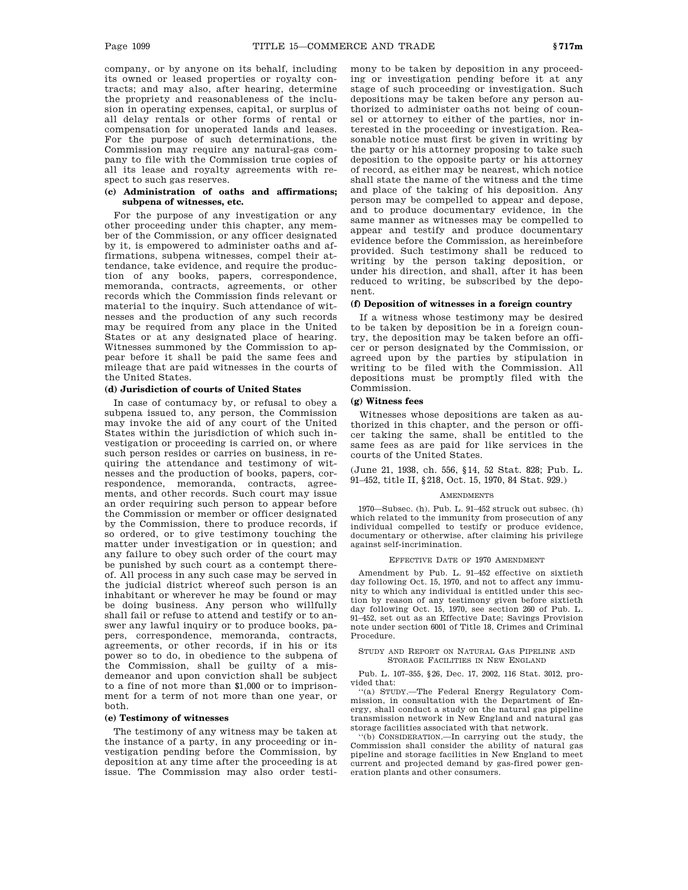company, or by anyone on its behalf, including its owned or leased properties or royalty contracts; and may also, after hearing, determine the propriety and reasonableness of the inclusion in operating expenses, capital, or surplus of all delay rentals or other forms of rental or compensation for unoperated lands and leases. For the purpose of such determinations, the Commission may require any natural-gas company to file with the Commission true copies of all its lease and royalty agreements with respect to such gas reserves.

**(c) Administration of oaths and affirmations; subpena of witnesses, etc.**

For the purpose of any investigation or any other proceeding under this chapter, any member of the Commission, or any officer designated by it, is empowered to administer oaths and affirmations, subpena witnesses, compel their attendance, take evidence, and require the production of any books, papers, correspondence, memoranda, contracts, agreements, or other records which the Commission finds relevant or material to the inquiry. Such attendance of witnesses and the production of any such records may be required from any place in the United States or at any designated place of hearing. Witnesses summoned by the Commission to appear before it shall be paid the same fees and mileage that are paid witnesses in the courts of the United States.

**(d) Jurisdiction of courts of United States**

In case of contumacy by, or refusal to obey a subpena issued to, any person, the Commission may invoke the aid of any court of the United States within the jurisdiction of which such investigation or proceeding is carried on, or where such person resides or carries on business, in requiring the attendance and testimony of witnesses and the production of books, papers, correspondence, memoranda, contracts, agreements, and other records. Such court may issue an order requiring such person to appear before the Commission or member or officer designated by the Commission, there to produce records, if so ordered, or to give testimony touching the matter under investigation or in question; and any failure to obey such order of the court may be punished by such court as a contempt thereof. All process in any such case may be served in the judicial district whereof such person is an inhabitant or wherever he may be found or may be doing business. Any person who willfully shall fail or refuse to attend and testify or to answer any lawful inquiry or to produce books, papers, correspondence, memoranda, contracts, agreements, or other records, if in his or its power so to do, in obedience to the subpena of the Commission, shall be guilty of a misdemeanor and upon conviction shall be subject to a fine of not more than $1,000 or to imprisonment for a term of not more than one year, or both.

**(e) Testimony of witnesses**

The testimony of any witness may be taken at the instance of a party, in any proceeding or investigation pending before the Commission, by deposition at any time after the proceeding is at issue. The Commission may also order testimony to be taken by deposition in any proceeding or investigation pending before it at any stage of such proceeding or investigation. Such depositions may be taken before any person authorized to administer oaths not being of counsel or attorney to either of the parties, nor interested in the proceeding or investigation. Reasonable notice must first be given in writing by the party or his attorney proposing to take such deposition to the opposite party or his attorney of record, as either may be nearest, which notice shall state the name of the witness and the time and place of the taking of his deposition. Any person may be compelled to appear and depose, and to produce documentary evidence, in the same manner as witnesses may be compelled to appear and testify and produce documentary evidence before the Commission, as hereinbefore provided. Such testimony shall be reduced to writing by the person taking deposition, or under his direction, and shall, after it has been reduced to writing, be subscribed by the deponent.

**(f) Deposition of witnesses in a foreign country**

If a witness whose testimony may be desired to be taken by deposition be in a foreign country, the deposition may be taken before an officer or person designated by the Commission, or agreed upon by the parties by stipulation in writing to be filed with the Commission. All depositions must be promptly filed with the Commission.

**(g) Witness fees**

Witnesses whose depositions are taken as authorized in this chapter, and the person or officer taking the same, shall be entitled to the same fees as are paid for like services in the courts of the United States.

(June 21, 1938, ch. 556, §14, 52 Stat. 828; Pub. L. 91–452, title II, §218, Oct. 15, 1970, 84 Stat. 929.)

AMENDMENTS

1970—Subsec. (h). Pub. L. 91–452 struck out subsec. (h) which related to the immunity from prosecution of any individual compelled to testify or produce evidence, documentary or otherwise, after claiming his privilege against self-incrimination.

EFFECTIVE DATE OF 1970 AMENDMENT

Amendment by Pub. L. 91–452 effective on sixtieth day following Oct. 15, 1970, and not to affect any immunity to which any individual is entitled under this section by reason of any testimony given before sixtieth day following Oct. 15, 1970, see section 260 of Pub. L. 91–452, set out as an Effective Date; Savings Provision note under section 6001 of Title 18, Crimes and Criminal Procedure.

STUDY AND REPORT ON NATURAL GAS PIPELINE AND STORAGE FACILITIES IN NEW ENGLAND

Pub. L. 107–355, §26, Dec. 17, 2002, 116 Stat. 3012, provided that:

"(a) STUDY.—The Federal Energy Regulatory Commission, in consultation with the Department of Energy, shall conduct a study on the natural gas pipeline transmission network in New England and natural gas storage facilities associated with that network.

"(b) CONSIDERATION.—In carrying out the study, the Commission shall consider the ability of natural gas pipeline and storage facilities in New England to meet current and projected demand by gas-fired power generation plants and other consumers.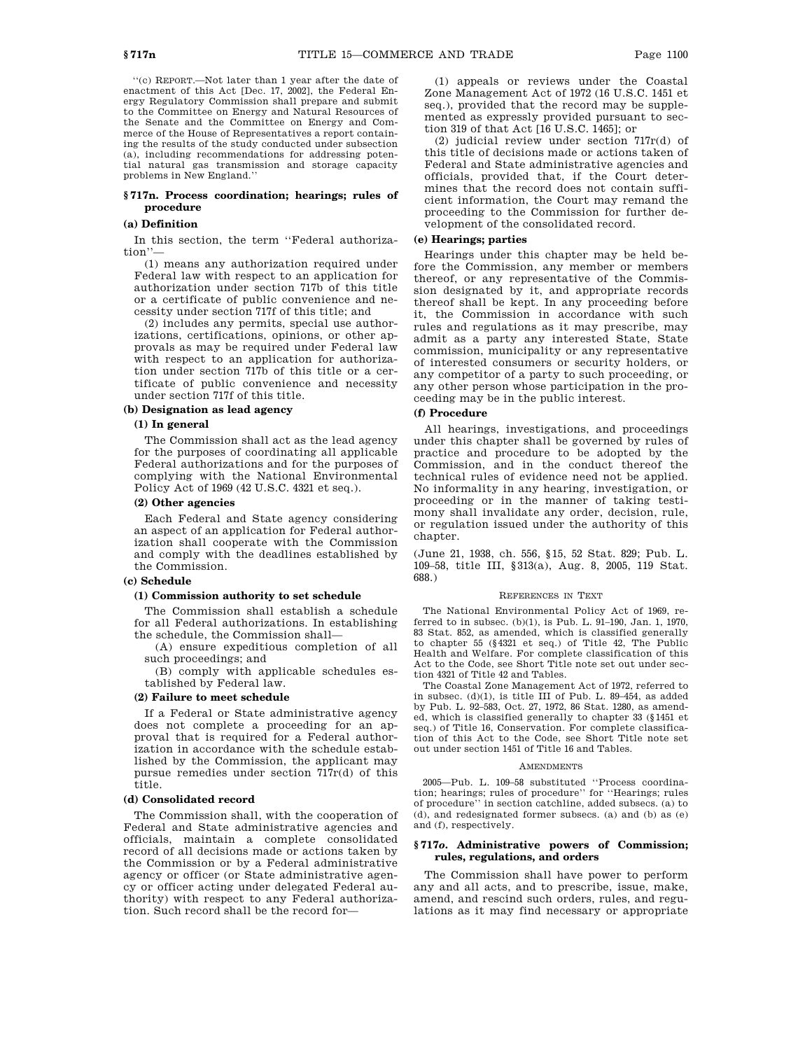"(c) REPORT.—Not later than 1 year after the date of enactment of this Act [Dec. 17, 2002], the Federal Energy Regulatory Commission shall prepare and submit to the Committee on Energy and Natural Resources of the Senate and the Committee on Energy and Commerce of the House of Representatives a report containing the results of the study conducted under subsection (a), including recommendations for addressing potential natural gas transmission and storage capacity problems in New England."

### § 717n. Process coordination; hearings; rules of procedure

#### (a) Definition

In this section, the term "Federal authorization"—

(1) means any authorization required under Federal law with respect to an application for authorization under section 717b of this title or a certificate of public convenience and necessity under section 717f of this title; and

(2) includes any permits, special use authorizations, certifications, opinions, or other approvals as may be required under Federal law with respect to an application for authorization under section 717b of this title or a certificate of public convenience and necessity under section 717f of this title.

#### (b) Designation as lead agency

##### (1) In general

The Commission shall act as the lead agency for the purposes of coordinating all applicable Federal authorizations and for the purposes of complying with the National Environmental Policy Act of 1969 (42 U.S.C. 4321 et seq.).

##### (2) Other agencies

Each Federal and State agency considering an aspect of an application for Federal authorization shall cooperate with the Commission and comply with the deadlines established by the Commission.

#### (c) Schedule

##### (1) Commission authority to set schedule

The Commission shall establish a schedule for all Federal authorizations. In establishing the schedule, the Commission shall—

(A) ensure expeditious completion of all such proceedings; and

(B) comply with applicable schedules established by Federal law.

##### (2) Failure to meet schedule

If a Federal or State administrative agency does not complete a proceeding for an approval that is required for a Federal authorization in accordance with the schedule established by the Commission, the applicant may pursue remedies under section 717r(d) of this title.

#### (d) Consolidated record

The Commission shall, with the cooperation of Federal and State administrative agencies and officials, maintain a complete consolidated record of all decisions made or actions taken by the Commission or by a Federal administrative agency or officer (or State administrative agency or officer acting under delegated Federal authority) with respect to any Federal authorization. Such record shall be the record for—

(1) appeals or reviews under the Coastal Zone Management Act of 1972 (16 U.S.C. 1451 et seq.), provided that the record may be supplemented as expressly provided pursuant to section 319 of that Act [16 U.S.C. 1465]; or

(2) judicial review under section 717r(d) of this title of decisions made or actions taken of Federal and State administrative agencies and officials, provided that, if the Court determines that the record does not contain sufficient information, the Court may remand the proceeding to the Commission for further development of the consolidated record.

#### (e) Hearings; parties

Hearings under this chapter may be held before the Commission, any member or members thereof, or any representative of the Commission designated by it, and appropriate records thereof shall be kept. In any proceeding before it, the Commission in accordance with such rules and regulations as it may prescribe, may admit as a party any interested State, State commission, municipality or any representative of interested consumers or security holders, or any competitor of a party to such proceeding, or any other person whose participation in the proceeding may be in the public interest.

#### (f) Procedure

All hearings, investigations, and proceedings under this chapter shall be governed by rules of practice and procedure to be adopted by the Commission, and in the conduct thereof the technical rules of evidence need not be applied. No informality in any hearing, investigation, or proceeding or in the manner of taking testimony shall invalidate any order, decision, rule, or regulation issued under the authority of this chapter.

(June 21, 1938, ch. 556, §15, 52 Stat. 829; Pub. L. 109–58, title III, §313(a), Aug. 8, 2005, 119 Stat. 688.)

REFERENCES IN TEXT

The National Environmental Policy Act of 1969, referred to in subsec. (b)(1), is Pub. L. 91–190, Jan. 1, 1970, 83 Stat. 852, as amended, which is classified generally to chapter 55 (§4321 et seq.) of Title 42, The Public Health and Welfare. For complete classification of this Act to the Code, see Short Title note set out under section 4321 of Title 42 and Tables.

The Coastal Zone Management Act of 1972, referred to in subsec. (d)(1), is title III of Pub. L. 89–454, as added by Pub. L. 92–583, Oct. 27, 1972, 86 Stat. 1280, as amended, which is classified generally to chapter 33 (§1451 et seq.) of Title 16, Conservation. For complete classification of this Act to the Code, see Short Title note set out under section 1451 of Title 16 and Tables.

AMENDMENTS

2005—Pub. L. 109–58 substituted "Process coordination; hearings; rules of procedure" for "Hearings; rules of procedure" in section catchline, added subsecs. (a) to (d), and redesignated former subsecs. (a) and (b) as (e) and (f), respectively.

### § 717*o*. Administrative powers of Commission; rules, regulations, and orders

The Commission shall have power to perform any and all acts, and to prescribe, issue, make, amend, and rescind such orders, rules, and regulations as it may find necessary or appropriate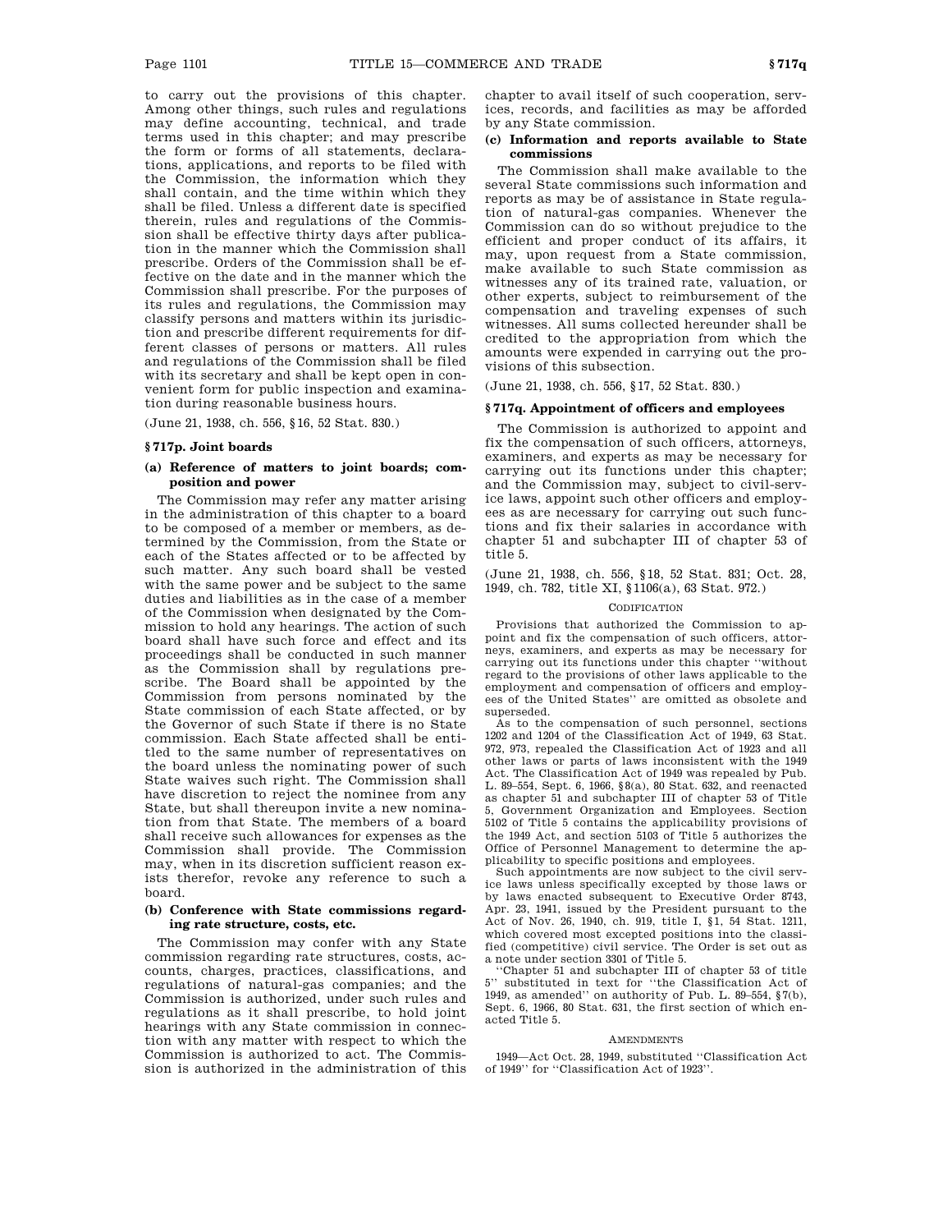to carry out the provisions of this chapter. Among other things, such rules and regulations may define accounting, technical, and trade terms used in this chapter; and may prescribe the form or forms of all statements, declarations, applications, and reports to be filed with the Commission, the information which they shall contain, and the time within which they shall be filed. Unless a different date is specified therein, rules and regulations of the Commission shall be effective thirty days after publication in the manner which the Commission shall prescribe. Orders of the Commission shall be effective on the date and in the manner which the Commission shall prescribe. For the purposes of its rules and regulations, the Commission may classify persons and matters within its jurisdiction and prescribe different requirements for different classes of persons or matters. All rules and regulations of the Commission shall be filed with its secretary and shall be kept open in convenient form for public inspection and examination during reasonable business hours.

(June 21, 1938, ch. 556, §16, 52 Stat. 830.)

### § 717p. Joint boards

#### (a) Reference of matters to joint boards; composition and power

The Commission may refer any matter arising in the administration of this chapter to a board to be composed of a member or members, as determined by the Commission, from the State or each of the States affected or to be affected by such matter. Any such board shall be vested with the same power and be subject to the same duties and liabilities as in the case of a member of the Commission when designated by the Commission to hold any hearings. The action of such board shall have such force and effect and its proceedings shall be conducted in such manner as the Commission shall by regulations prescribe. The Board shall be appointed by the Commission from persons nominated by the State commission of each State affected, or by the Governor of such State if there is no State commission. Each State affected shall be entitled to the same number of representatives on the board unless the nominating power of such State waives such right. The Commission shall have discretion to reject the nominee from any State, but shall thereupon invite a new nomination from that State. The members of a board shall receive such allowances for expenses as the Commission shall provide. The Commission may, when in its discretion sufficient reason exists therefor, revoke any reference to such a board.

#### (b) Conference with State commissions regarding rate structure, costs, etc.

The Commission may confer with any State commission regarding rate structures, costs, accounts, charges, practices, classifications, and regulations of natural-gas companies; and the Commission is authorized, under such rules and regulations as it shall prescribe, to hold joint hearings with any State commission in connection with any matter with respect to which the Commission is authorized to act. The Commission is authorized in the administration of this chapter to avail itself of such cooperation, services, records, and facilities as may be afforded by any State commission.

#### (c) Information and reports available to State commissions

The Commission shall make available to the several State commissions such information and reports as may be of assistance in State regulation of natural-gas companies. Whenever the Commission can do so without prejudice to the efficient and proper conduct of its affairs, it may, upon request from a State commission, make available to such State commission as witnesses any of its trained rate, valuation, or other experts, subject to reimbursement of the compensation and traveling expenses of such witnesses. All sums collected hereunder shall be credited to the appropriation from which the amounts were expended in carrying out the provisions of this subsection.

(June 21, 1938, ch. 556, §17, 52 Stat. 830.)

### § 717q. Appointment of officers and employees

The Commission is authorized to appoint and fix the compensation of such officers, attorneys, examiners, and experts as may be necessary for carrying out its functions under this chapter; and the Commission may, subject to civil-service laws, appoint such other officers and employees as are necessary for carrying out such functions and fix their salaries in accordance with chapter 51 and subchapter III of chapter 53 of title 5.

(June 21, 1938, ch. 556, §18, 52 Stat. 831; Oct. 28, 1949, ch. 782, title XI, §1106(a), 63 Stat. 972.)

CODIFICATION

Provisions that authorized the Commission to appoint and fix the compensation of such officers, attorneys, examiners, and experts as may be necessary for carrying out its functions under this chapter "without regard to the provisions of other laws applicable to the employment and compensation of officers and employees of the United States" are omitted as obsolete and superseded.

As to the compensation of such personnel, sections 1202 and 1204 of the Classification Act of 1949, 63 Stat. 972, 973, repealed the Classification Act of 1923 and all other laws or parts of laws inconsistent with the 1949 Act. The Classification Act of 1949 was repealed by Pub. L. 89–554, Sept. 6, 1966, §8(a), 80 Stat. 632, and reenacted as chapter 51 and subchapter III of chapter 53 of Title 5, Government Organization and Employees. Section 5102 of Title 5 contains the applicability provisions of the 1949 Act, and section 5103 of Title 5 authorizes the Office of Personnel Management to determine the applicability to specific positions and employees.

Such appointments are now subject to the civil service laws unless specifically excepted by those laws or by laws enacted subsequent to Executive Order 8743, Apr. 23, 1941, issued by the President pursuant to the Act of Nov. 26, 1940, ch. 919, title I, §1, 54 Stat. 1211, which covered most excepted positions into the classified (competitive) civil service. The Order is set out as a note under section 3301 of Title 5.

"Chapter 51 and subchapter III of chapter 53 of title 5" substituted in text for "the Classification Act of 1949, as amended" on authority of Pub. L. 89–554, §7(b), Sept. 6, 1966, 80 Stat. 631, the first section of which enacted Title 5.

AMENDMENTS

1949—Act Oct. 28, 1949, substituted "Classification Act of 1949" for "Classification Act of 1923".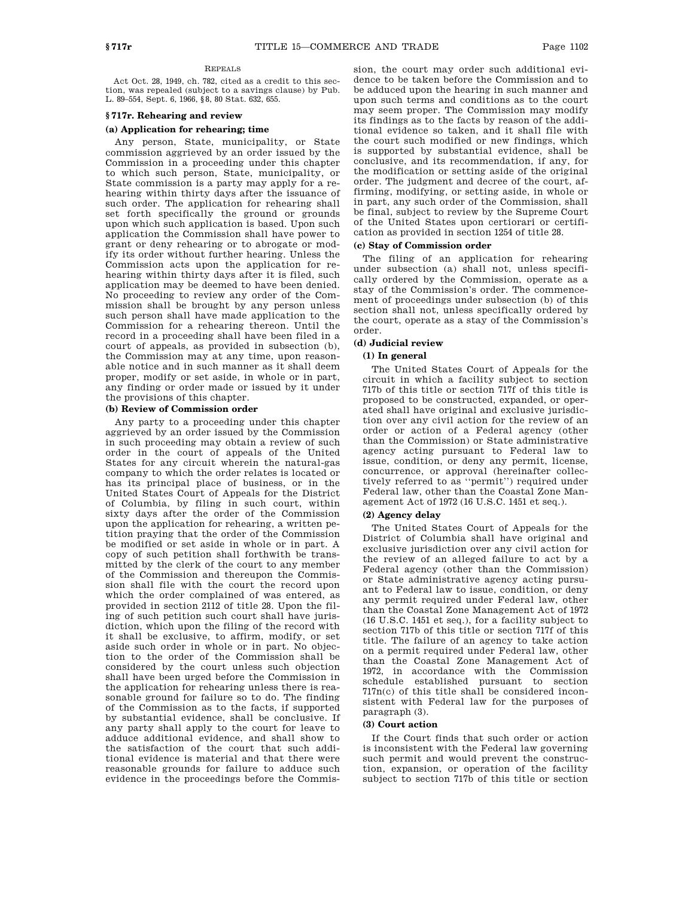REPEALS

Act Oct. 28, 1949, ch. 782, cited as a credit to this section, was repealed (subject to a savings clause) by Pub. L. 89–554, Sept. 6, 1966, §8, 80 Stat. 632, 655.

## §717r. Rehearing and review

### (a) Application for rehearing; time

Any person, State, municipality, or State commission aggrieved by an order issued by the Commission in a proceeding under this chapter to which such person, State, municipality, or State commission is a party may apply for a rehearing within thirty days after the issuance of such order. The application for rehearing shall set forth specifically the ground or grounds upon which such application is based. Upon such application the Commission shall have power to grant or deny rehearing or to abrogate or modify its order without further hearing. Unless the Commission acts upon the application for rehearing within thirty days after it is filed, such application may be deemed to have been denied. No proceeding to review any order of the Commission shall be brought by any person unless such person shall have made application to the Commission for a rehearing thereon. Until the record in a proceeding shall have been filed in a court of appeals, as provided in subsection (b), the Commission may at any time, upon reasonable notice and in such manner as it shall deem proper, modify or set aside, in whole or in part, any finding or order made or issued by it under the provisions of this chapter.

### (b) Review of Commission order

Any party to a proceeding under this chapter aggrieved by an order issued by the Commission in such proceeding may obtain a review of such order in the court of appeals of the United States for any circuit wherein the natural-gas company to which the order relates is located or has its principal place of business, or in the United States Court of Appeals for the District of Columbia, by filing in such court, within sixty days after the order of the Commission upon the application for rehearing, a written petition praying that the order of the Commission be modified or set aside in whole or in part. A copy of such petition shall forthwith be transmitted by the clerk of the court to any member of the Commission and thereupon the Commission shall file with the court the record upon which the order complained of was entered, as provided in section 2112 of title 28. Upon the filing of such petition such court shall have jurisdiction, which upon the filing of the record with it shall be exclusive, to affirm, modify, or set aside such order in whole or in part. No objection to the order of the Commission shall be considered by the court unless such objection shall have been urged before the Commission in the application for rehearing unless there is reasonable ground for failure so to do. The finding of the Commission as to the facts, if supported by substantial evidence, shall be conclusive. If any party shall apply to the court for leave to adduce additional evidence, and shall show to the satisfaction of the court that such additional evidence is material and that there were reasonable grounds for failure to adduce such evidence in the proceedings before the Commission, the court may order such additional evidence to be taken before the Commission and to be adduced upon the hearing in such manner and upon such terms and conditions as to the court may seem proper. The Commission may modify its findings as to the facts by reason of the additional evidence so taken, and it shall file with the court such modified or new findings, which is supported by substantial evidence, shall be conclusive, and its recommendation, if any, for the modification or setting aside of the original order. The judgment and decree of the court, affirming, modifying, or setting aside, in whole or in part, any such order of the Commission, shall be final, subject to review by the Supreme Court of the United States upon certiorari or certification as provided in section 1254 of title 28.

### (c) Stay of Commission order

The filing of an application for rehearing under subsection (a) shall not, unless specifically ordered by the Commission, operate as a stay of the Commission's order. The commencement of proceedings under subsection (b) of this section shall not, unless specifically ordered by the court, operate as a stay of the Commission's order.

### (d) Judicial review

#### (1) In general

The United States Court of Appeals for the circuit in which a facility subject to section 717b of this title or section 717f of this title is proposed to be constructed, expanded, or operated shall have original and exclusive jurisdiction over any civil action for the review of an order or action of a Federal agency (other than the Commission) or State administrative agency acting pursuant to Federal law to issue, condition, or deny any permit, license, concurrence, or approval (hereinafter collectively referred to as "permit") required under Federal law, other than the Coastal Zone Management Act of 1972 (16 U.S.C. 1451 et seq.).

#### (2) Agency delay

The United States Court of Appeals for the District of Columbia shall have original and exclusive jurisdiction over any civil action for the review of an alleged failure to act by a Federal agency (other than the Commission) or State administrative agency acting pursuant to Federal law to issue, condition, or deny any permit required under Federal law, other than the Coastal Zone Management Act of 1972 (16 U.S.C. 1451 et seq.), for a facility subject to section 717b of this title or section 717f of this title. The failure of an agency to take action on a permit required under Federal law, other than the Coastal Zone Management Act of 1972, in accordance with the Commission schedule established pursuant to section 717n(c) of this title shall be considered inconsistent with Federal law for the purposes of paragraph (3).

#### (3) Court action

If the Court finds that such order or action is inconsistent with the Federal law governing such permit and would prevent the construction, expansion, or operation of the facility subject to section 717b of this title or section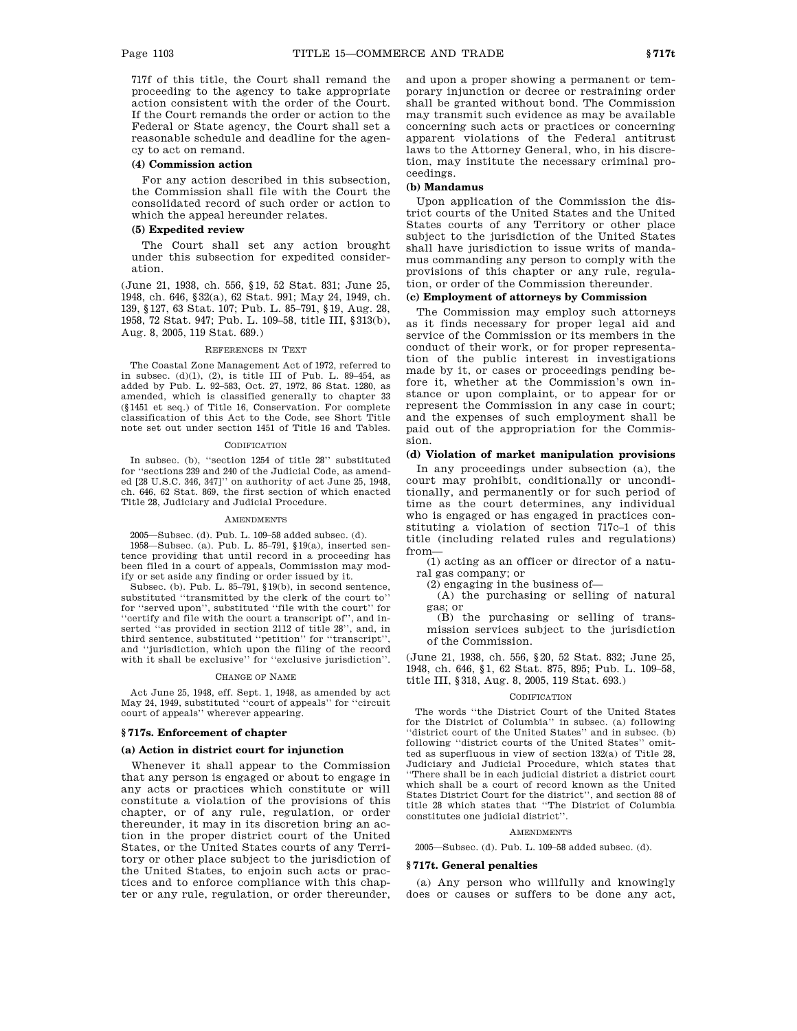717f of this title, the Court shall remand the proceeding to the agency to take appropriate action consistent with the order of the Court. If the Court remands the order or action to the Federal or State agency, the Court shall set a reasonable schedule and deadline for the agency to act on remand.

**(4) Commission action**

For any action described in this subsection, the Commission shall file with the Court the consolidated record of such order or action to which the appeal hereunder relates.

**(5) Expedited review**

The Court shall set any action brought under this subsection for expedited consideration.

(June 21, 1938, ch. 556, §19, 52 Stat. 831; June 25, 1948, ch. 646, §32(a), 62 Stat. 991; May 24, 1949, ch. 139, §127, 63 Stat. 107; Pub. L. 85–791, §19, Aug. 28, 1958, 72 Stat. 947; Pub. L. 109–58, title III, §313(b), Aug. 8, 2005, 119 Stat. 689.)

REFERENCES IN TEXT

The Coastal Zone Management Act of 1972, referred to in subsec. (d)(1), (2), is title III of Pub. L. 89–454, as added by Pub. L. 92–583, Oct. 27, 1972, 86 Stat. 1280, as amended, which is classified generally to chapter 33 (§1451 et seq.) of Title 16, Conservation. For complete classification of this Act to the Code, see Short Title note set out under section 1451 of Title 16 and Tables.

CODIFICATION

In subsec. (b), ''section 1254 of title 28'' substituted for ''sections 239 and 240 of the Judicial Code, as amended [28 U.S.C. 346, 347]'' on authority of act June 25, 1948, ch. 646, 62 Stat. 869, the first section of which enacted Title 28, Judiciary and Judicial Procedure.

AMENDMENTS

2005—Subsec. (d). Pub. L. 109–58 added subsec. (d).

1958—Subsec. (a). Pub. L. 85–791, §19(a), inserted sentence providing that until record in a proceeding has been filed in a court of appeals, Commission may modify or set aside any finding or order issued by it.

Subsec. (b). Pub. L. 85–791, §19(b), in second sentence, substituted ''transmitted by the clerk of the court to'' for ''served upon'', substituted ''file with the court'' for ''certify and file with the court a transcript of'', and inserted ''as provided in section 2112 of title 28'', and, in third sentence, substituted ''petition'' for ''transcript'', and ''jurisdiction, which upon the filing of the record with it shall be exclusive'' for ''exclusive jurisdiction''.

CHANGE OF NAME

Act June 25, 1948, eff. Sept. 1, 1948, as amended by act May 24, 1949, substituted ''court of appeals'' for ''circuit court of appeals'' wherever appearing.

### § 717s. Enforcement of chapter

**(a) Action in district court for injunction**

Whenever it shall appear to the Commission that any person is engaged or about to engage in any acts or practices which constitute or will constitute a violation of the provisions of this chapter, or of any rule, regulation, or order thereunder, it may in its discretion bring an action in the proper district court of the United States, or the United States courts of any Territory or other place subject to the jurisdiction of the United States, to enjoin such acts or practices and to enforce compliance with this chapter or any rule, regulation, or order thereunder, and upon a proper showing a permanent or temporary injunction or decree or restraining order shall be granted without bond. The Commission may transmit such evidence as may be available concerning such acts or practices or concerning apparent violations of the Federal antitrust laws to the Attorney General, who, in his discretion, may institute the necessary criminal proceedings.

**(b) Mandamus**

Upon application of the Commission the district courts of the United States and the United States courts of any Territory or other place subject to the jurisdiction of the United States shall have jurisdiction to issue writs of mandamus commanding any person to comply with the provisions of this chapter or any rule, regulation, or order of the Commission thereunder.

**(c) Employment of attorneys by Commission**

The Commission may employ such attorneys as it finds necessary for proper legal aid and service of the Commission or its members in the conduct of their work, or for proper representation of the public interest in investigations made by it, or cases or proceedings pending before it, whether at the Commission's own instance or upon complaint, or to appear for or represent the Commission in any case in court; and the expenses of such employment shall be paid out of the appropriation for the Commission.

**(d) Violation of market manipulation provisions**

In any proceedings under subsection (a), the court may prohibit, conditionally or unconditionally, and permanently or for such period of time as the court determines, any individual who is engaged or has engaged in practices constituting a violation of section 717c–1 of this title (including related rules and regulations) from—

(1) acting as an officer or director of a natural gas company; or

(2) engaging in the business of—

(A) the purchasing or selling of natural gas; or

(B) the purchasing or selling of transmission services subject to the jurisdiction of the Commission.

(June 21, 1938, ch. 556, §20, 52 Stat. 832; June 25, 1948, ch. 646, §1, 62 Stat. 875, 895; Pub. L. 109–58, title III, §318, Aug. 8, 2005, 119 Stat. 693.)

CODIFICATION

The words ''the District Court of the United States for the District of Columbia'' in subsec. (a) following ''district court of the United States'' and in subsec. (b) following ''district courts of the United States'' omitted as superfluous in view of section 132(a) of Title 28, Judiciary and Judicial Procedure, which states that ''There shall be in each judicial district a district court which shall be a court of record known as the United States District Court for the district'', and section 88 of title 28 which states that ''The District of Columbia constitutes one judicial district''.

AMENDMENTS

2005—Subsec. (d). Pub. L. 109–58 added subsec. (d).

### § 717t. General penalties

(a) Any person who willfully and knowingly does or causes or suffers to be done any act,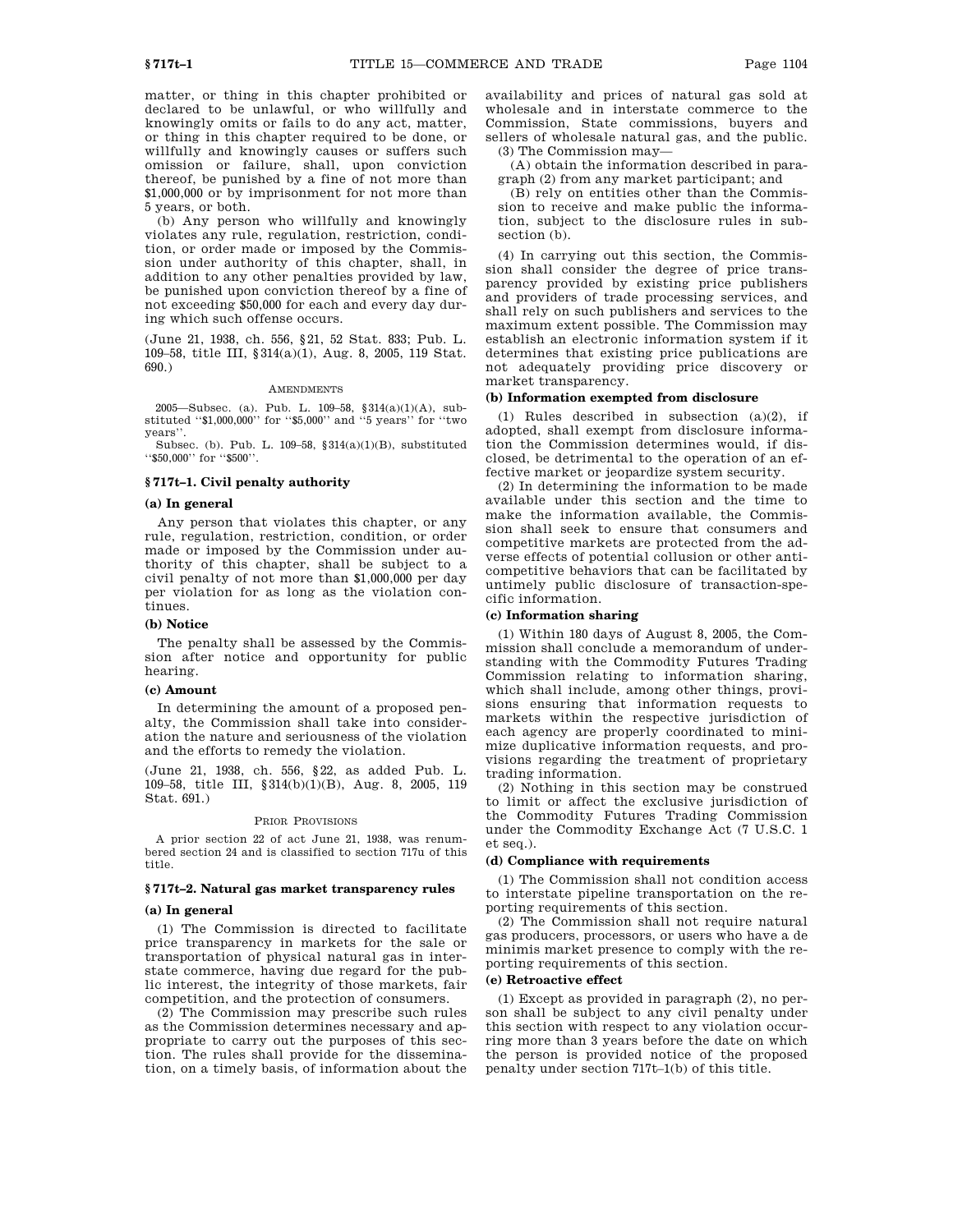matter, or thing in this chapter prohibited or declared to be unlawful, or who willfully and knowingly omits or fails to do any act, matter, or thing in this chapter required to be done, or willfully and knowingly causes or suffers such omission or failure, shall, upon conviction thereof, be punished by a fine of not more than $1,000,000 or by imprisonment for not more than 5 years, or both.

(b) Any person who willfully and knowingly violates any rule, regulation, restriction, condition, or order made or imposed by the Commission under authority of this chapter, shall, in addition to any other penalties provided by law, be punished upon conviction thereof by a fine of not exceeding $50,000 for each and every day during which such offense occurs.

(June 21, 1938, ch. 556, §21, 52 Stat. 833; Pub. L. 109–58, title III, §314(a)(1), Aug. 8, 2005, 119 Stat. 690.)

AMENDMENTS

2005—Subsec. (a). Pub. L. 109–58, §314(a)(1)(A), substituted "$1,000,000" for "$5,000" and "5 years" for "two years".

Subsec. (b). Pub. L. 109–58, §314(a)(1)(B), substituted "$50,000" for "$500".

## § 717t–1. Civil penalty authority

### (a) In general

Any person that violates this chapter, or any rule, regulation, restriction, condition, or order made or imposed by the Commission under authority of this chapter, shall be subject to a civil penalty of not more than $1,000,000 per day per violation for as long as the violation continues.

### (b) Notice

The penalty shall be assessed by the Commission after notice and opportunity for public hearing.

### (c) Amount

In determining the amount of a proposed penalty, the Commission shall take into consideration the nature and seriousness of the violation and the efforts to remedy the violation.

(June 21, 1938, ch. 556, §22, as added Pub. L. 109–58, title III, §314(b)(1)(B), Aug. 8, 2005, 119 Stat. 691.)

PRIOR PROVISIONS

A prior section 22 of act June 21, 1938, was renumbered section 24 and is classified to section 717u of this title.

## § 717t–2. Natural gas market transparency rules

### (a) In general

(1) The Commission is directed to facilitate price transparency in markets for the sale or transportation of physical natural gas in interstate commerce, having due regard for the public interest, the integrity of those markets, fair competition, and the protection of consumers.

(2) The Commission may prescribe such rules as the Commission determines necessary and appropriate to carry out the purposes of this section. The rules shall provide for the dissemination, on a timely basis, of information about the availability and prices of natural gas sold at wholesale and in interstate commerce to the Commission, State commissions, buyers and sellers of wholesale natural gas, and the public.

(3) The Commission may—

(A) obtain the information described in paragraph (2) from any market participant; and

(B) rely on entities other than the Commission to receive and make public the information, subject to the disclosure rules in subsection (b).

(4) In carrying out this section, the Commission shall consider the degree of price transparency provided by existing price publishers and providers of trade processing services, and shall rely on such publishers and services to the maximum extent possible. The Commission may establish an electronic information system if it determines that existing price publications are not adequately providing price discovery or market transparency.

### (b) Information exempted from disclosure

(1) Rules described in subsection (a)(2), if adopted, shall exempt from disclosure information the Commission determines would, if disclosed, be detrimental to the operation of an effective market or jeopardize system security.

(2) In determining the information to be made available under this section and the time to make the information available, the Commission shall seek to ensure that consumers and competitive markets are protected from the adverse effects of potential collusion or other anticompetitive behaviors that can be facilitated by untimely public disclosure of transaction-specific information.

### (c) Information sharing

(1) Within 180 days of August 8, 2005, the Commission shall conclude a memorandum of understanding with the Commodity Futures Trading Commission relating to information sharing, which shall include, among other things, provisions ensuring that information requests to markets within the respective jurisdiction of each agency are properly coordinated to minimize duplicative information requests, and provisions regarding the treatment of proprietary trading information.

(2) Nothing in this section may be construed to limit or affect the exclusive jurisdiction of the Commodity Futures Trading Commission under the Commodity Exchange Act (7 U.S.C. 1 et seq.).

### (d) Compliance with requirements

(1) The Commission shall not condition access to interstate pipeline transportation on the reporting requirements of this section.

(2) The Commission shall not require natural gas producers, processors, or users who have a de minimis market presence to comply with the reporting requirements of this section.

### (e) Retroactive effect

(1) Except as provided in paragraph (2), no person shall be subject to any civil penalty under this section with respect to any violation occurring more than 3 years before the date on which the person is provided notice of the proposed penalty under section 717t–1(b) of this title.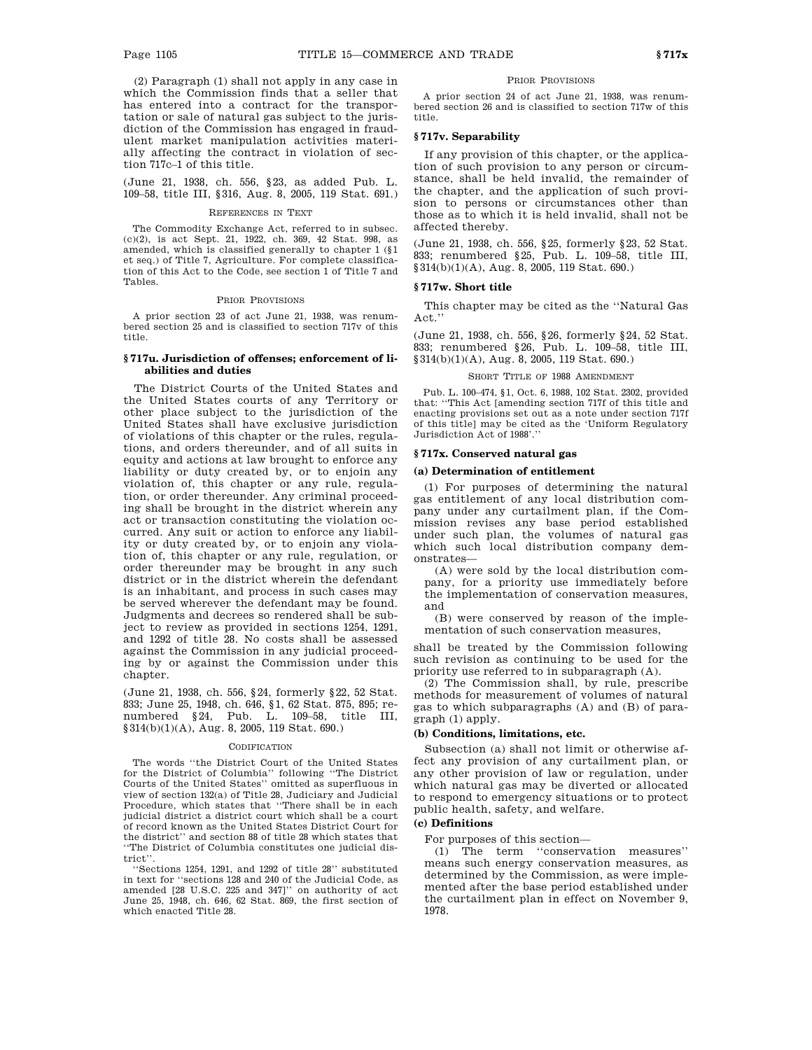(2) Paragraph (1) shall not apply in any case in which the Commission finds that a seller that has entered into a contract for the transportation or sale of natural gas subject to the jurisdiction of the Commission has engaged in fraudulent market manipulation activities materially affecting the contract in violation of section 717c–1 of this title.

(June 21, 1938, ch. 556, §23, as added Pub. L. 109–58, title III, §316, Aug. 8, 2005, 119 Stat. 691.)

REFERENCES IN TEXT

The Commodity Exchange Act, referred to in subsec. (c)(2), is act Sept. 21, 1922, ch. 369, 42 Stat. 998, as amended, which is classified generally to chapter 1 (§1 et seq.) of Title 7, Agriculture. For complete classification of this Act to the Code, see section 1 of Title 7 and Tables.

PRIOR PROVISIONS

A prior section 23 of act June 21, 1938, was renumbered section 25 and is classified to section 717v of this title.

### §717u. Jurisdiction of offenses; enforcement of liabilities and duties

The District Courts of the United States and the United States courts of any Territory or other place subject to the jurisdiction of the United States shall have exclusive jurisdiction of violations of this chapter or the rules, regulations, and orders thereunder, and of all suits in equity and actions at law brought to enforce any liability or duty created by, or to enjoin any violation of, this chapter or any rule, regulation, or order thereunder. Any criminal proceeding shall be brought in the district wherein any act or transaction constituting the violation occurred. Any suit or action to enforce any liability or duty created by, or to enjoin any violation of, this chapter or any rule, regulation, or order thereunder may be brought in any such district or in the district wherein the defendant is an inhabitant, and process in such cases may be served wherever the defendant may be found. Judgments and decrees so rendered shall be subject to review as provided in sections 1254, 1291, and 1292 of title 28. No costs shall be assessed against the Commission in any judicial proceeding by or against the Commission under this chapter.

(June 21, 1938, ch. 556, §24, formerly §22, 52 Stat. 833; June 25, 1948, ch. 646, §1, 62 Stat. 875, 895; renumbered §24, Pub. L. 109–58, title III, §314(b)(1)(A), Aug. 8, 2005, 119 Stat. 690.)

CODIFICATION

The words "the District Court of the United States for the District of Columbia" following "The District Courts of the United States" omitted as superfluous in view of section 132(a) of Title 28, Judiciary and Judicial Procedure, which states that "There shall be in each judicial district a district court which shall be a court of record known as the United States District Court for the district" and section 88 of title 28 which states that "The District of Columbia constitutes one judicial district".

"Sections 1254, 1291, and 1292 of title 28" substituted in text for "sections 128 and 240 of the Judicial Code, as amended [28 U.S.C. 225 and 347]" on authority of act June 25, 1948, ch. 646, 62 Stat. 869, the first section of which enacted Title 28.

PRIOR PROVISIONS

A prior section 24 of act June 21, 1938, was renumbered section 26 and is classified to section 717w of this title.

### §717v. Separability

If any provision of this chapter, or the application of such provision to any person or circumstance, shall be held invalid, the remainder of the chapter, and the application of such provision to persons or circumstances other than those as to which it is held invalid, shall not be affected thereby.

(June 21, 1938, ch. 556, §25, formerly §23, 52 Stat. 833; renumbered §25, Pub. L. 109–58, title III, §314(b)(1)(A), Aug. 8, 2005, 119 Stat. 690.)

### §717w. Short title

This chapter may be cited as the "Natural Gas Act."

(June 21, 1938, ch. 556, §26, formerly §24, 52 Stat. 833; renumbered §26, Pub. L. 109–58, title III, §314(b)(1)(A), Aug. 8, 2005, 119 Stat. 690.)

SHORT TITLE OF 1988 AMENDMENT

Pub. L. 100–474, §1, Oct. 6, 1988, 102 Stat. 2302, provided that: "This Act [amending section 717f of this title and enacting provisions set out as a note under section 717f of this title] may be cited as the 'Uniform Regulatory Jurisdiction Act of 1988'."

### §717x. Conserved natural gas

#### (a) Determination of entitlement

(1) For purposes of determining the natural gas entitlement of any local distribution company under any curtailment plan, if the Commission revises any base period established under such plan, the volumes of natural gas which such local distribution company demonstrates—

(A) were sold by the local distribution company, for a priority use immediately before the implementation of conservation measures, and

(B) were conserved by reason of the implementation of such conservation measures,

shall be treated by the Commission following such revision as continuing to be used for the priority use referred to in subparagraph (A).

(2) The Commission shall, by rule, prescribe methods for measurement of volumes of natural gas to which subparagraphs (A) and (B) of paragraph (1) apply.

#### (b) Conditions, limitations, etc.

Subsection (a) shall not limit or otherwise affect any provision of any curtailment plan, or any other provision of law or regulation, under which natural gas may be diverted or allocated to respond to emergency situations or to protect public health, safety, and welfare.

#### (c) Definitions

For purposes of this section—

(1) The term "conservation measures" means such energy conservation measures, as determined by the Commission, as were implemented after the base period established under the curtailment plan in effect on November 9, 1978.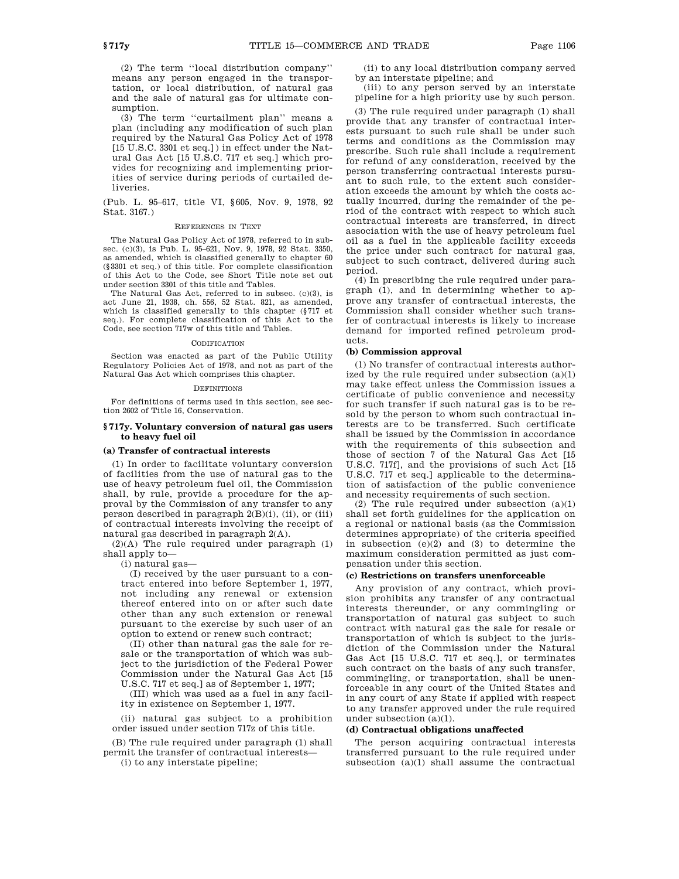(2) The term ''local distribution company'' means any person engaged in the transportation, or local distribution, of natural gas and the sale of natural gas for ultimate consumption.

(3) The term ''curtailment plan'' means a plan (including any modification of such plan required by the Natural Gas Policy Act of 1978 [15 U.S.C. 3301 et seq.]) in effect under the Natural Gas Act [15 U.S.C. 717 et seq.] which provides for recognizing and implementing priorities of service during periods of curtailed deliveries.

(Pub. L. 95–617, title VI, §605, Nov. 9, 1978, 92 Stat. 3167.)

REFERENCES IN TEXT

The Natural Gas Policy Act of 1978, referred to in subsec. (c)(3), is Pub. L. 95–621, Nov. 9, 1978, 92 Stat. 3350, as amended, which is classified generally to chapter 60 (§3301 et seq.) of this title. For complete classification of this Act to the Code, see Short Title note set out under section 3301 of this title and Tables.

The Natural Gas Act, referred to in subsec. (c)(3), is act June 21, 1938, ch. 556, 52 Stat. 821, as amended, which is classified generally to this chapter (§717 et seq.). For complete classification of this Act to the Code, see section 717w of this title and Tables.

CODIFICATION

Section was enacted as part of the Public Utility Regulatory Policies Act of 1978, and not as part of the Natural Gas Act which comprises this chapter.

DEFINITIONS

For definitions of terms used in this section, see section 2602 of Title 16, Conservation.

### §717y. Voluntary conversion of natural gas users to heavy fuel oil

**(a) Transfer of contractual interests**

(1) In order to facilitate voluntary conversion of facilities from the use of natural gas to the use of heavy petroleum fuel oil, the Commission shall, by rule, provide a procedure for the approval by the Commission of any transfer to any person described in paragraph 2(B)(i), (ii), or (iii) of contractual interests involving the receipt of natural gas described in paragraph 2(A).

(2)(A) The rule required under paragraph (1) shall apply to—

(i) natural gas—

(I) received by the user pursuant to a contract entered into before September 1, 1977, not including any renewal or extension thereof entered into on or after such date other than any such extension or renewal pursuant to the exercise by such user of an option to extend or renew such contract;

(II) other than natural gas the sale for resale or the transportation of which was subject to the jurisdiction of the Federal Power Commission under the Natural Gas Act [15 U.S.C. 717 et seq.] as of September 1, 1977;

(III) which was used as a fuel in any facility in existence on September 1, 1977.

(ii) natural gas subject to a prohibition order issued under section 717z of this title.

(B) The rule required under paragraph (1) shall permit the transfer of contractual interests—

(i) to any interstate pipeline;

(ii) to any local distribution company served by an interstate pipeline; and

(iii) to any person served by an interstate pipeline for a high priority use by such person.

(3) The rule required under paragraph (1) shall provide that any transfer of contractual interests pursuant to such rule shall be under such terms and conditions as the Commission may prescribe. Such rule shall include a requirement for refund of any consideration, received by the person transferring contractual interests pursuant to such rule, to the extent such consideration exceeds the amount by which the costs actually incurred, during the remainder of the period of the contract with respect to which such contractual interests are transferred, in direct association with the use of heavy petroleum fuel oil as a fuel in the applicable facility exceeds the price under such contract for natural gas, subject to such contract, delivered during such period.

(4) In prescribing the rule required under paragraph (1), and in determining whether to approve any transfer of contractual interests, the Commission shall consider whether such transfer of contractual interests is likely to increase demand for imported refined petroleum products.

**(b) Commission approval**

(1) No transfer of contractual interests authorized by the rule required under subsection (a)(1) may take effect unless the Commission issues a certificate of public convenience and necessity for such transfer if such natural gas is to be resold by the person to whom such contractual interests are to be transferred. Such certificate shall be issued by the Commission in accordance with the requirements of this subsection and those of section 7 of the Natural Gas Act [15 U.S.C. 717f], and the provisions of such Act [15 U.S.C. 717 et seq.] applicable to the determination of satisfaction of the public convenience and necessity requirements of such section.

(2) The rule required under subsection (a)(1) shall set forth guidelines for the application on a regional or national basis (as the Commission determines appropriate) of the criteria specified in subsection (e)(2) and (3) to determine the maximum consideration permitted as just compensation under this section.

**(c) Restrictions on transfers unenforceable**

Any provision of any contract, which provision prohibits any transfer of any contractual interests thereunder, or any commingling or transportation of natural gas subject to such contract with natural gas the sale for resale or transportation of which is subject to the jurisdiction of the Commission under the Natural Gas Act [15 U.S.C. 717 et seq.], or terminates such contract on the basis of any such transfer, commingling, or transportation, shall be unenforceable in any court of the United States and in any court of any State if applied with respect to any transfer approved under the rule required under subsection (a)(1).

**(d) Contractual obligations unaffected**

The person acquiring contractual interests transferred pursuant to the rule required under subsection (a)(1) shall assume the contractual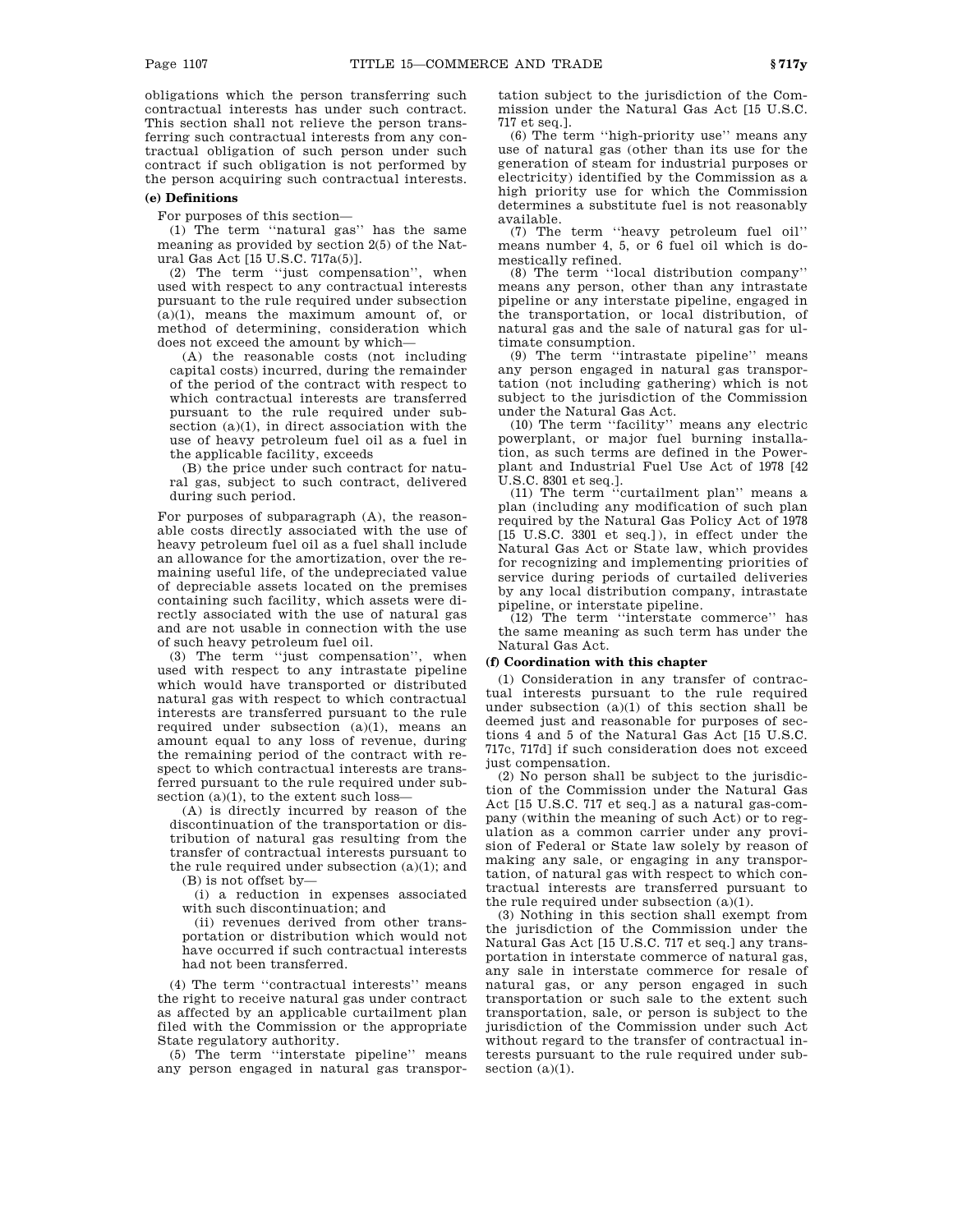obligations which the person transferring such contractual interests has under such contract. This section shall not relieve the person transferring such contractual interests from any contractual obligation of such person under such contract if such obligation is not performed by the person acquiring such contractual interests.

**(e) Definitions**

For purposes of this section—

(1) The term ''natural gas'' has the same meaning as provided by section 2(5) of the Natural Gas Act [15 U.S.C. 717a(5)].

(2) The term ''just compensation'', when used with respect to any contractual interests pursuant to the rule required under subsection (a)(1), means the maximum amount of, or method of determining, consideration which does not exceed the amount by which—

(A) the reasonable costs (not including capital costs) incurred, during the remainder of the period of the contract with respect to which contractual interests are transferred pursuant to the rule required under subsection (a)(1), in direct association with the use of heavy petroleum fuel oil as a fuel in the applicable facility, exceeds

(B) the price under such contract for natural gas, subject to such contract, delivered during such period.

For purposes of subparagraph (A), the reasonable costs directly associated with the use of heavy petroleum fuel oil as a fuel shall include an allowance for the amortization, over the remaining useful life, of the undepreciated value of depreciable assets located on the premises containing such facility, which assets were directly associated with the use of natural gas and are not usable in connection with the use of such heavy petroleum fuel oil.

(3) The term ''just compensation'', when used with respect to any intrastate pipeline which would have transported or distributed natural gas with respect to which contractual interests are transferred pursuant to the rule required under subsection (a)(1), means an amount equal to any loss of revenue, during the remaining period of the contract with respect to which contractual interests are transferred pursuant to the rule required under subsection (a)(1), to the extent such loss—

(A) is directly incurred by reason of the discontinuation of the transportation or distribution of natural gas resulting from the transfer of contractual interests pursuant to the rule required under subsection (a)(1); and

(B) is not offset by—

(i) a reduction in expenses associated with such discontinuation; and

(ii) revenues derived from other transportation or distribution which would not have occurred if such contractual interests had not been transferred.

(4) The term ''contractual interests'' means the right to receive natural gas under contract as affected by an applicable curtailment plan filed with the Commission or the appropriate State regulatory authority.

(5) The term ''interstate pipeline'' means any person engaged in natural gas transportation subject to the jurisdiction of the Commission under the Natural Gas Act [15 U.S.C. 717 et seq.].

(6) The term ''high-priority use'' means any use of natural gas (other than its use for the generation of steam for industrial purposes or electricity) identified by the Commission as a high priority use for which the Commission determines a substitute fuel is not reasonably available.

(7) The term ''heavy petroleum fuel oil'' means number 4, 5, or 6 fuel oil which is domestically refined.

(8) The term ''local distribution company'' means any person, other than any intrastate pipeline or any interstate pipeline, engaged in the transportation, or local distribution, of natural gas and the sale of natural gas for ultimate consumption.

(9) The term ''intrastate pipeline'' means any person engaged in natural gas transportation (not including gathering) which is not subject to the jurisdiction of the Commission under the Natural Gas Act.

(10) The term ''facility'' means any electric powerplant, or major fuel burning installation, as such terms are defined in the Powerplant and Industrial Fuel Use Act of 1978 [42 U.S.C. 8301 et seq.].

(11) The term ''curtailment plan'' means a plan (including any modification of such plan required by the Natural Gas Policy Act of 1978 [15 U.S.C. 3301 et seq.]), in effect under the Natural Gas Act or State law, which provides for recognizing and implementing priorities of service during periods of curtailed deliveries by any local distribution company, intrastate pipeline, or interstate pipeline.

(12) The term ''interstate commerce'' has the same meaning as such term has under the Natural Gas Act.

**(f) Coordination with this chapter**

(1) Consideration in any transfer of contractual interests pursuant to the rule required under subsection (a)(1) of this section shall be deemed just and reasonable for purposes of sections 4 and 5 of the Natural Gas Act [15 U.S.C. 717c, 717d] if such consideration does not exceed just compensation.

(2) No person shall be subject to the jurisdiction of the Commission under the Natural Gas Act [15 U.S.C. 717 et seq.] as a natural gas-company (within the meaning of such Act) or to regulation as a common carrier under any provision of Federal or State law solely by reason of making any sale, or engaging in any transportation, of natural gas with respect to which contractual interests are transferred pursuant to the rule required under subsection (a)(1).

(3) Nothing in this section shall exempt from the jurisdiction of the Commission under the Natural Gas Act [15 U.S.C. 717 et seq.] any transportation in interstate commerce of natural gas, any sale in interstate commerce for resale of natural gas, or any person engaged in such transportation or such sale to the extent such transportation, sale, or person is subject to the jurisdiction of the Commission under such Act without regard to the transfer of contractual interests pursuant to the rule required under subsection (a)(1).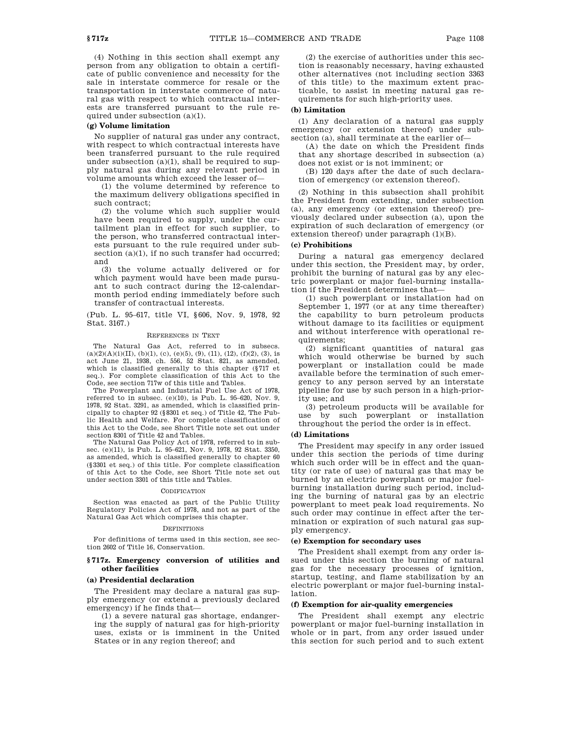(4) Nothing in this section shall exempt any person from any obligation to obtain a certificate of public convenience and necessity for the sale in interstate commerce for resale or the transportation in interstate commerce of natural gas with respect to which contractual interests are transferred pursuant to the rule required under subsection (a)(1).

**(g) Volume limitation**

No supplier of natural gas under any contract, with respect to which contractual interests have been transferred pursuant to the rule required under subsection (a)(1), shall be required to supply natural gas during any relevant period in volume amounts which exceed the lesser of—

(1) the volume determined by reference to the maximum delivery obligations specified in such contract;

(2) the volume which such supplier would have been required to supply, under the curtailment plan in effect for such supplier, to the person, who transferred contractual interests pursuant to the rule required under subsection (a)(1), if no such transfer had occurred; and

(3) the volume actually delivered or for which payment would have been made pursuant to such contract during the 12-calendar-month period ending immediately before such transfer of contractual interests.

(Pub. L. 95–617, title VI, §606, Nov. 9, 1978, 92 Stat. 3167.)

REFERENCES IN TEXT

The Natural Gas Act, referred to in subsecs. (a)(2)(A)(i)(II), (b)(1), (c), (e)(5), (9), (11), (12), (f)(2), (3), is act June 21, 1938, ch. 556, 52 Stat. 821, as amended, which is classified generally to this chapter (§717 et seq.). For complete classification of this Act to the Code, see section 717w of this title and Tables.

The Powerplant and Industrial Fuel Use Act of 1978, referred to in subsec. (e)(10), is Pub. L. 95–620, Nov. 9, 1978, 92 Stat. 3291, as amended, which is classified principally to chapter 92 (§8301 et seq.) of Title 42, The Public Health and Welfare. For complete classification of this Act to the Code, see Short Title note set out under section 8301 of Title 42 and Tables.

The Natural Gas Policy Act of 1978, referred to in subsec. (e)(11), is Pub. L. 95–621, Nov. 9, 1978, 92 Stat. 3350, as amended, which is classified generally to chapter 60 (§3301 et seq.) of this title. For complete classification of this Act to the Code, see Short Title note set out under section 3301 of this title and Tables.

CODIFICATION

Section was enacted as part of the Public Utility Regulatory Policies Act of 1978, and not as part of the Natural Gas Act which comprises this chapter.

DEFINITIONS

For definitions of terms used in this section, see section 2602 of Title 16, Conservation.

### §717z. Emergency conversion of utilities and other facilities

**(a) Presidential declaration**

The President may declare a natural gas supply emergency (or extend a previously declared emergency) if he finds that—

(1) a severe natural gas shortage, endangering the supply of natural gas for high-priority uses, exists or is imminent in the United States or in any region thereof; and

(2) the exercise of authorities under this section is reasonably necessary, having exhausted other alternatives (not including section 3363 of this title) to the maximum extent practicable, to assist in meeting natural gas requirements for such high-priority uses.

**(b) Limitation**

(1) Any declaration of a natural gas supply emergency (or extension thereof) under subsection (a), shall terminate at the earlier of—

(A) the date on which the President finds that any shortage described in subsection (a) does not exist or is not imminent; or

(B) 120 days after the date of such declaration of emergency (or extension thereof).

(2) Nothing in this subsection shall prohibit the President from extending, under subsection (a), any emergency (or extension thereof) previously declared under subsection (a), upon the expiration of such declaration of emergency (or extension thereof) under paragraph (1)(B).

**(c) Prohibitions**

During a natural gas emergency declared under this section, the President may, by order, prohibit the burning of natural gas by any electric powerplant or major fuel-burning installation if the President determines that—

(1) such powerplant or installation had on September 1, 1977 (or at any time thereafter) the capability to burn petroleum products without damage to its facilities or equipment and without interference with operational requirements;

(2) significant quantities of natural gas which would otherwise be burned by such powerplant or installation could be made available before the termination of such emergency to any person served by an interstate pipeline for use by such person in a high-priority use; and

(3) petroleum products will be available for use by such powerplant or installation throughout the period the order is in effect.

**(d) Limitations**

The President may specify in any order issued under this section the periods of time during which such order will be in effect and the quantity (or rate of use) of natural gas that may be burned by an electric powerplant or major fuel-burning installation during such period, including the burning of natural gas by an electric powerplant to meet peak load requirements. No such order may continue in effect after the termination or expiration of such natural gas supply emergency.

**(e) Exemption for secondary uses**

The President shall exempt from any order issued under this section the burning of natural gas for the necessary processes of ignition, startup, testing, and flame stabilization by an electric powerplant or major fuel-burning installation.

**(f) Exemption for air-quality emergencies**

The President shall exempt any electric powerplant or major fuel-burning installation in whole or in part, from any order issued under this section for such period and to such extent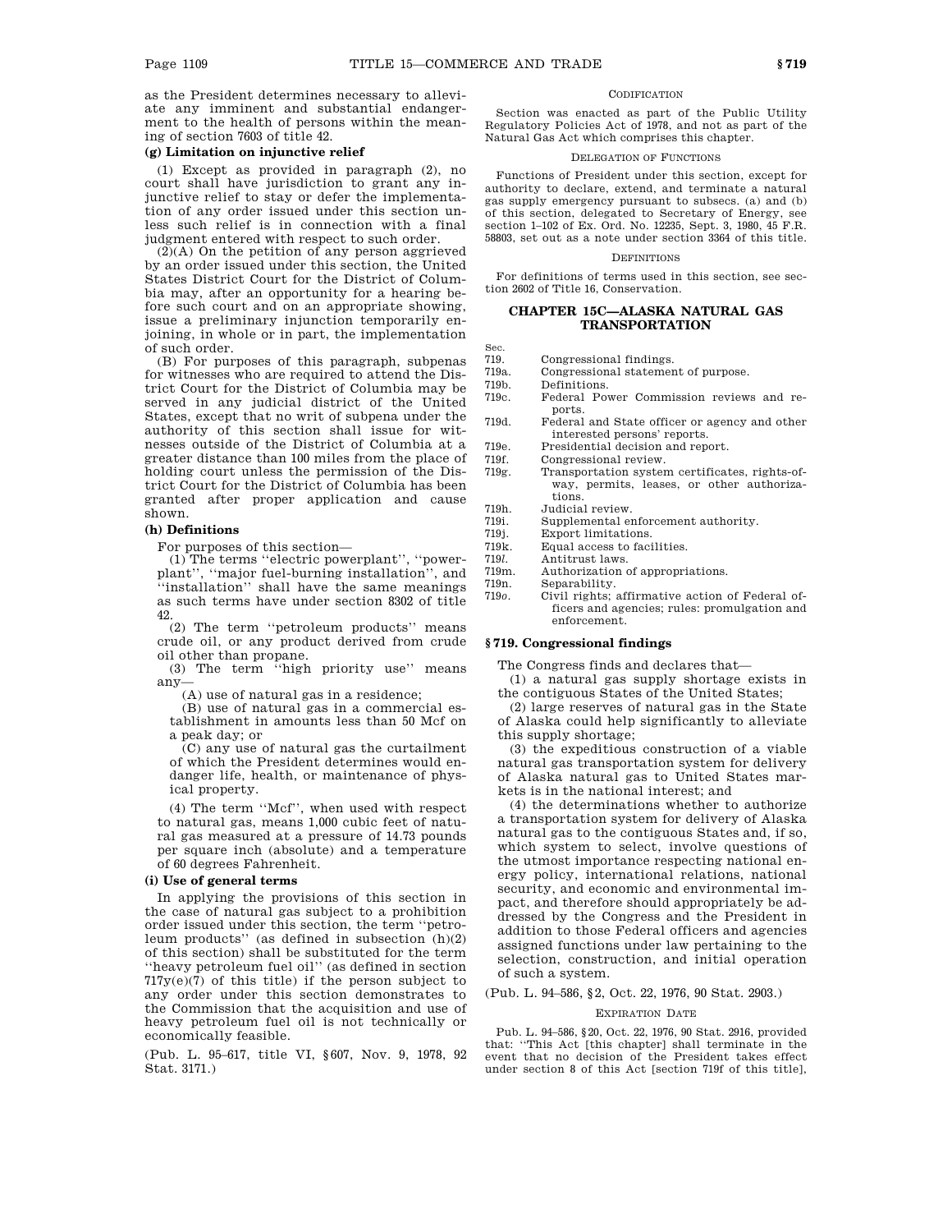as the President determines necessary to alleviate any imminent and substantial endangerment to the health of persons within the meaning of section 7603 of title 42.

**(g) Limitation on injunctive relief**

(1) Except as provided in paragraph (2), no court shall have jurisdiction to grant any injunctive relief to stay or defer the implementation of any order issued under this section unless such relief is in connection with a final judgment entered with respect to such order.

(2)(A) On the petition of any person aggrieved by an order issued under this section, the United States District Court for the District of Columbia may, after an opportunity for a hearing before such court and on an appropriate showing, issue a preliminary injunction temporarily enjoining, in whole or in part, the implementation of such order.

(B) For purposes of this paragraph, subpenas for witnesses who are required to attend the District Court for the District of Columbia may be served in any judicial district of the United States, except that no writ of subpena under the authority of this section shall issue for witnesses outside of the District of Columbia at a greater distance than 100 miles from the place of holding court unless the permission of the District Court for the District of Columbia has been granted after proper application and cause shown.

**(h) Definitions**

For purposes of this section—

(1) The terms ''electric powerplant'', ''powerplant'', ''major fuel-burning installation'', and ''installation'' shall have the same meanings as such terms have under section 8302 of title 42.

(2) The term ''petroleum products'' means crude oil, or any product derived from crude oil other than propane.

(3) The term ''high priority use'' means any—

(A) use of natural gas in a residence;

(B) use of natural gas in a commercial establishment in amounts less than 50 Mcf on a peak day; or

(C) any use of natural gas the curtailment of which the President determines would endanger life, health, or maintenance of physical property.

(4) The term ''Mcf'', when used with respect to natural gas, means 1,000 cubic feet of natural gas measured at a pressure of 14.73 pounds per square inch (absolute) and a temperature of 60 degrees Fahrenheit.

**(i) Use of general terms**

In applying the provisions of this section in the case of natural gas subject to a prohibition order issued under this section, the term ''petroleum products'' (as defined in subsection (h)(2) of this section) shall be substituted for the term ''heavy petroleum fuel oil'' (as defined in section 717y(e)(7) of this title) if the person subject to any order under this section demonstrates to the Commission that the acquisition and use of heavy petroleum fuel oil is not technically or economically feasible.

(Pub. L. 95–617, title VI, §607, Nov. 9, 1978, 92 Stat. 3171.)

CODIFICATION

Section was enacted as part of the Public Utility Regulatory Policies Act of 1978, and not as part of the Natural Gas Act which comprises this chapter.

DELEGATION OF FUNCTIONS

Functions of President under this section, except for authority to declare, extend, and terminate a natural gas supply emergency pursuant to subsecs. (a) and (b) of this section, delegated to Secretary of Energy, see section 1–102 of Ex. Ord. No. 12235, Sept. 3, 1980, 45 F.R. 58803, set out as a note under section 3364 of this title.

DEFINITIONS

For definitions of terms used in this section, see section 2602 of Title 16, Conservation.

## CHAPTER 15C—ALASKA NATURAL GAS TRANSPORTATION

| Sec. | |
|---|---|
| 719. | Congressional findings. |
| 719a. | Congressional statement of purpose. |
| 719b. | Definitions. |
| 719c. | Federal Power Commission reviews and reports. |
| 719d. | Federal and State officer or agency and other interested persons' reports. |
| 719e. | Presidential decision and report. |
| 719f. | Congressional review. |
| 719g. | Transportation system certificates, rights-of-way, permits, leases, or other authorizations. |
| 719h. | Judicial review. |
| 719i. | Supplemental enforcement authority. |
| 719j. | Export limitations. |
| 719k. | Equal access to facilities. |
| 719*l*. | Antitrust laws. |
| 719m. | Authorization of appropriations. |
| 719n. | Separability. |
| 719*o*. | Civil rights; affirmative action of Federal officers and agencies; rules: promulgation and enforcement. |

### §719. Congressional findings

The Congress finds and declares that—

(1) a natural gas supply shortage exists in the contiguous States of the United States;

(2) large reserves of natural gas in the State of Alaska could help significantly to alleviate this supply shortage;

(3) the expeditious construction of a viable natural gas transportation system for delivery of Alaska natural gas to United States markets is in the national interest; and

(4) the determinations whether to authorize a transportation system for delivery of Alaska natural gas to the contiguous States and, if so, which system to select, involve questions of the utmost importance respecting national energy policy, international relations, national security, and economic and environmental impact, and therefore should appropriately be addressed by the Congress and the President in addition to those Federal officers and agencies assigned functions under law pertaining to the selection, construction, and initial operation of such a system.

(Pub. L. 94–586, §2, Oct. 22, 1976, 90 Stat. 2903.)

EXPIRATION DATE

Pub. L. 94–586, §20, Oct. 22, 1976, 90 Stat. 2916, provided that: ''This Act [this chapter] shall terminate in the event that no decision of the President takes effect under section 8 of this Act [section 719f of this title],